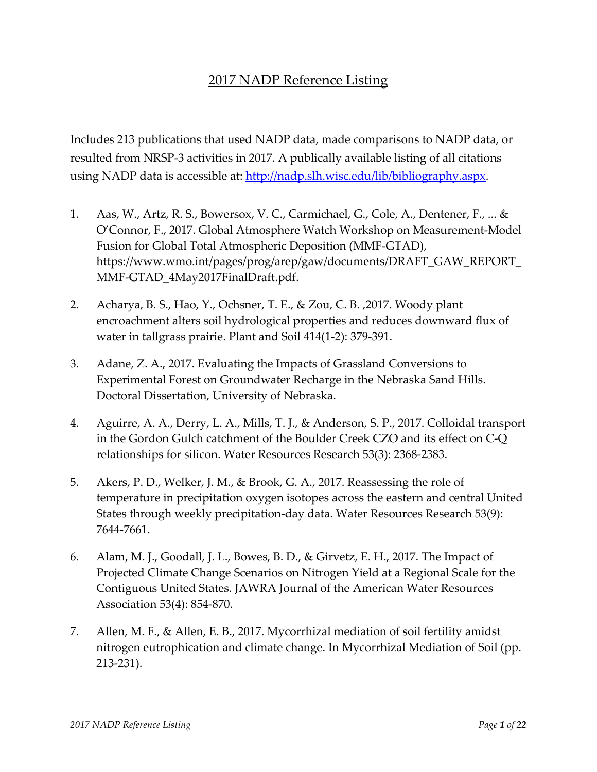# 2017 NADP Reference Listing

Includes 213 publications that used NADP data, made comparisons to NADP data, or resulted from NRSP-3 activities in 2017. A publically available listing of all citations using NADP data is accessible at: [http://nadp.slh.wisc.edu/lib/bibliography.aspx](http://nadp.slh.wisc.edu/lib/bibliography.aspx).

1. Aas, W., Artz, R. S., Bowersox, V. C., Carmichael, G., Cole, A., Dentener, F., ... & O'Connor, F., 2017. Global Atmosphere Watch Workshop on Measurement-Model Fusion for Global Total Atmospheric Deposition (MMF-GTAD), https://www.wmo.int/pages/prog/arep/gaw/documents/DRAFT_GAW_REPORT_MMF-GTAD_4May2017FinalDraft.pdf.

2. Acharya, B. S., Hao, Y., Ochsner, T. E., & Zou, C. B. ,2017. Woody plant encroachment alters soil hydrological properties and reduces downward flux of water in tallgrass prairie. Plant and Soil 414(1-2): 379-391.

3. Adane, Z. A., 2017. Evaluating the Impacts of Grassland Conversions to Experimental Forest on Groundwater Recharge in the Nebraska Sand Hills. Doctoral Dissertation, University of Nebraska.

4. Aguirre, A. A., Derry, L. A., Mills, T. J., & Anderson, S. P., 2017. Colloidal transport in the Gordon Gulch catchment of the Boulder Creek CZO and its effect on C-Q relationships for silicon. Water Resources Research 53(3): 2368-2383.

5. Akers, P. D., Welker, J. M., & Brook, G. A., 2017. Reassessing the role of temperature in precipitation oxygen isotopes across the eastern and central United States through weekly precipitation-day data. Water Resources Research 53(9): 7644-7661.

6. Alam, M. J., Goodall, J. L., Bowes, B. D., & Girvetz, E. H., 2017. The Impact of Projected Climate Change Scenarios on Nitrogen Yield at a Regional Scale for the Contiguous United States. JAWRA Journal of the American Water Resources Association 53(4): 854-870.

7. Allen, M. F., & Allen, E. B., 2017. Mycorrhizal mediation of soil fertility amidst nitrogen eutrophication and climate change. In Mycorrhizal Mediation of Soil (pp. 213-231).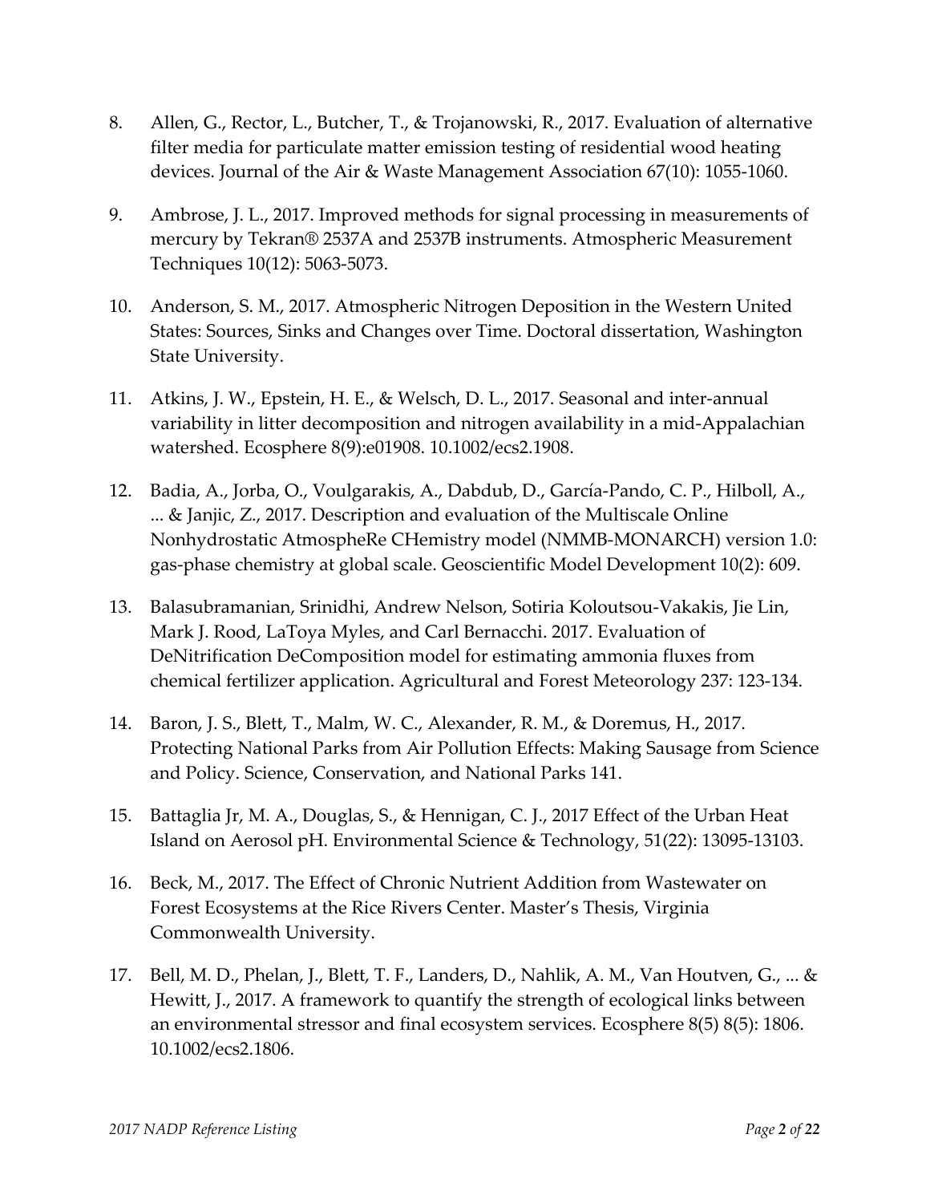8. Allen, G., Rector, L., Butcher, T., & Trojanowski, R., 2017. Evaluation of alternative filter media for particulate matter emission testing of residential wood heating devices. Journal of the Air & Waste Management Association 67(10): 1055-1060.

9. Ambrose, J. L., 2017. Improved methods for signal processing in measurements of mercury by Tekran® 2537A and 2537B instruments. Atmospheric Measurement Techniques 10(12): 5063-5073.

10. Anderson, S. M., 2017. Atmospheric Nitrogen Deposition in the Western United States: Sources, Sinks and Changes over Time. Doctoral dissertation, Washington State University.

11. Atkins, J. W., Epstein, H. E., & Welsch, D. L., 2017. Seasonal and inter-annual variability in litter decomposition and nitrogen availability in a mid-Appalachian watershed. Ecosphere 8(9):e01908. 10.1002/ecs2.1908.

12. Badia, A., Jorba, O., Voulgarakis, A., Dabdub, D., García-Pando, C. P., Hilboll, A., ... & Janjic, Z., 2017. Description and evaluation of the Multiscale Online Nonhydrostatic AtmospheRe CHemistry model (NMMB-MONARCH) version 1.0: gas-phase chemistry at global scale. Geoscientific Model Development 10(2): 609.

13. Balasubramanian, Srinidhi, Andrew Nelson, Sotiria Koloutsou-Vakakis, Jie Lin, Mark J. Rood, LaToya Myles, and Carl Bernacchi. 2017. Evaluation of DeNitrification DeComposition model for estimating ammonia fluxes from chemical fertilizer application. Agricultural and Forest Meteorology 237: 123-134.

14. Baron, J. S., Blett, T., Malm, W. C., Alexander, R. M., & Doremus, H., 2017. Protecting National Parks from Air Pollution Effects: Making Sausage from Science and Policy. Science, Conservation, and National Parks 141.

15. Battaglia Jr, M. A., Douglas, S., & Hennigan, C. J., 2017 Effect of the Urban Heat Island on Aerosol pH. Environmental Science & Technology, 51(22): 13095-13103.

16. Beck, M., 2017. The Effect of Chronic Nutrient Addition from Wastewater on Forest Ecosystems at the Rice Rivers Center. Master's Thesis, Virginia Commonwealth University.

17. Bell, M. D., Phelan, J., Blett, T. F., Landers, D., Nahlik, A. M., Van Houtven, G., ... & Hewitt, J., 2017. A framework to quantify the strength of ecological links between an environmental stressor and final ecosystem services. Ecosphere 8(5) 8(5): 1806. 10.1002/ecs2.1806.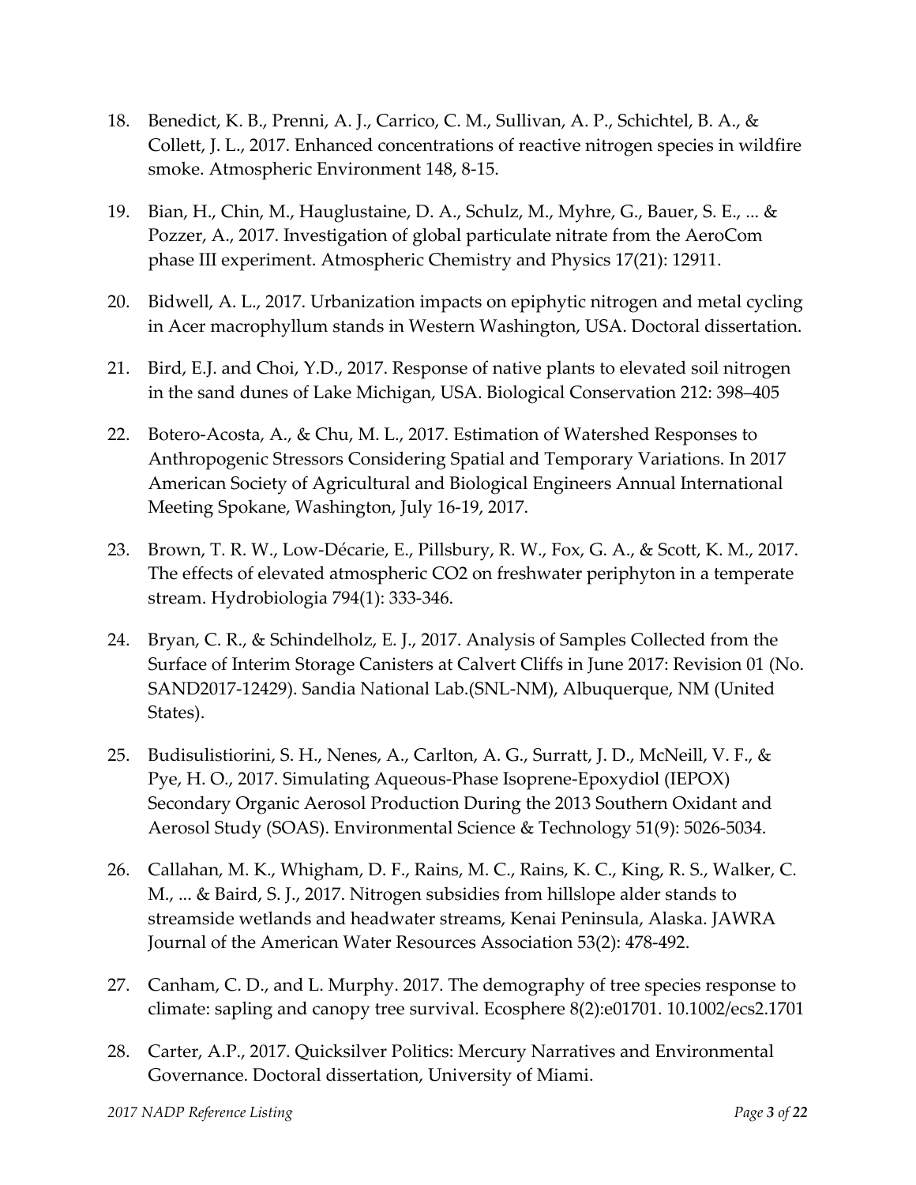18. Benedict, K. B., Prenni, A. J., Carrico, C. M., Sullivan, A. P., Schichtel, B. A., & Collett, J. L., 2017. Enhanced concentrations of reactive nitrogen species in wildfire smoke. Atmospheric Environment 148, 8-15.

19. Bian, H., Chin, M., Hauglustaine, D. A., Schulz, M., Myhre, G., Bauer, S. E., ... & Pozzer, A., 2017. Investigation of global particulate nitrate from the AeroCom phase III experiment. Atmospheric Chemistry and Physics 17(21): 12911.

20. Bidwell, A. L., 2017. Urbanization impacts on epiphytic nitrogen and metal cycling in Acer macrophyllum stands in Western Washington, USA. Doctoral dissertation.

21. Bird, E.J. and Choi, Y.D., 2017. Response of native plants to elevated soil nitrogen in the sand dunes of Lake Michigan, USA. Biological Conservation 212: 398–405

22. Botero-Acosta, A., & Chu, M. L., 2017. Estimation of Watershed Responses to Anthropogenic Stressors Considering Spatial and Temporary Variations. In 2017 American Society of Agricultural and Biological Engineers Annual International Meeting Spokane, Washington, July 16-19, 2017.

23. Brown, T. R. W., Low-Décarie, E., Pillsbury, R. W., Fox, G. A., & Scott, K. M., 2017. The effects of elevated atmospheric CO2 on freshwater periphyton in a temperate stream. Hydrobiologia 794(1): 333-346.

24. Bryan, C. R., & Schindelholz, E. J., 2017. Analysis of Samples Collected from the Surface of Interim Storage Canisters at Calvert Cliffs in June 2017: Revision 01 (No. SAND2017-12429). Sandia National Lab.(SNL-NM), Albuquerque, NM (United States).

25. Budisulistiorini, S. H., Nenes, A., Carlton, A. G., Surratt, J. D., McNeill, V. F., & Pye, H. O., 2017. Simulating Aqueous-Phase Isoprene-Epoxydiol (IEPOX) Secondary Organic Aerosol Production During the 2013 Southern Oxidant and Aerosol Study (SOAS). Environmental Science & Technology 51(9): 5026-5034.

26. Callahan, M. K., Whigham, D. F., Rains, M. C., Rains, K. C., King, R. S., Walker, C. M., ... & Baird, S. J., 2017. Nitrogen subsidies from hillslope alder stands to streamside wetlands and headwater streams, Kenai Peninsula, Alaska. JAWRA Journal of the American Water Resources Association 53(2): 478-492.

27. Canham, C. D., and L. Murphy. 2017. The demography of tree species response to climate: sapling and canopy tree survival. Ecosphere 8(2):e01701. 10.1002/ecs2.1701

28. Carter, A.P., 2017. Quicksilver Politics: Mercury Narratives and Environmental Governance. Doctoral dissertation, University of Miami.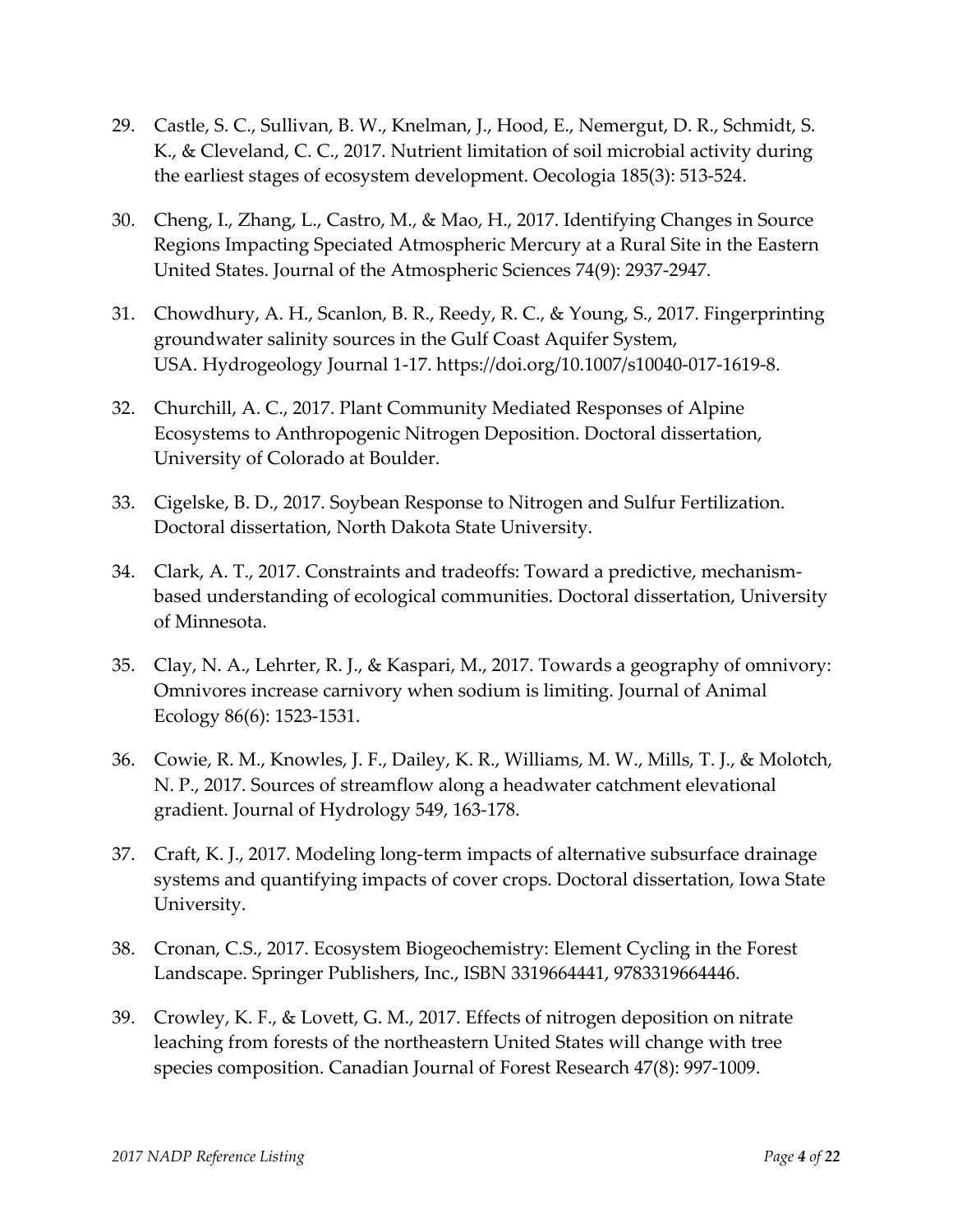29. Castle, S. C., Sullivan, B. W., Knelman, J., Hood, E., Nemergut, D. R., Schmidt, S. K., & Cleveland, C. C., 2017. Nutrient limitation of soil microbial activity during the earliest stages of ecosystem development. Oecologia 185(3): 513-524.

30. Cheng, I., Zhang, L., Castro, M., & Mao, H., 2017. Identifying Changes in Source Regions Impacting Speciated Atmospheric Mercury at a Rural Site in the Eastern United States. Journal of the Atmospheric Sciences 74(9): 2937-2947.

31. Chowdhury, A. H., Scanlon, B. R., Reedy, R. C., & Young, S., 2017. Fingerprinting groundwater salinity sources in the Gulf Coast Aquifer System, USA. Hydrogeology Journal 1-17. https://doi.org/10.1007/s10040-017-1619-8.

32. Churchill, A. C., 2017. Plant Community Mediated Responses of Alpine Ecosystems to Anthropogenic Nitrogen Deposition. Doctoral dissertation, University of Colorado at Boulder.

33. Cigelske, B. D., 2017. Soybean Response to Nitrogen and Sulfur Fertilization. Doctoral dissertation, North Dakota State University.

34. Clark, A. T., 2017. Constraints and tradeoffs: Toward a predictive, mechanism-based understanding of ecological communities. Doctoral dissertation, University of Minnesota.

35. Clay, N. A., Lehrter, R. J., & Kaspari, M., 2017. Towards a geography of omnivory: Omnivores increase carnivory when sodium is limiting. Journal of Animal Ecology 86(6): 1523-1531.

36. Cowie, R. M., Knowles, J. F., Dailey, K. R., Williams, M. W., Mills, T. J., & Molotch, N. P., 2017. Sources of streamflow along a headwater catchment elevational gradient. Journal of Hydrology 549, 163-178.

37. Craft, K. J., 2017. Modeling long-term impacts of alternative subsurface drainage systems and quantifying impacts of cover crops. Doctoral dissertation, Iowa State University.

38. Cronan, C.S., 2017. Ecosystem Biogeochemistry: Element Cycling in the Forest Landscape. Springer Publishers, Inc., ISBN 3319664441, 9783319664446.

39. Crowley, K. F., & Lovett, G. M., 2017. Effects of nitrogen deposition on nitrate leaching from forests of the northeastern United States will change with tree species composition. Canadian Journal of Forest Research 47(8): 997-1009.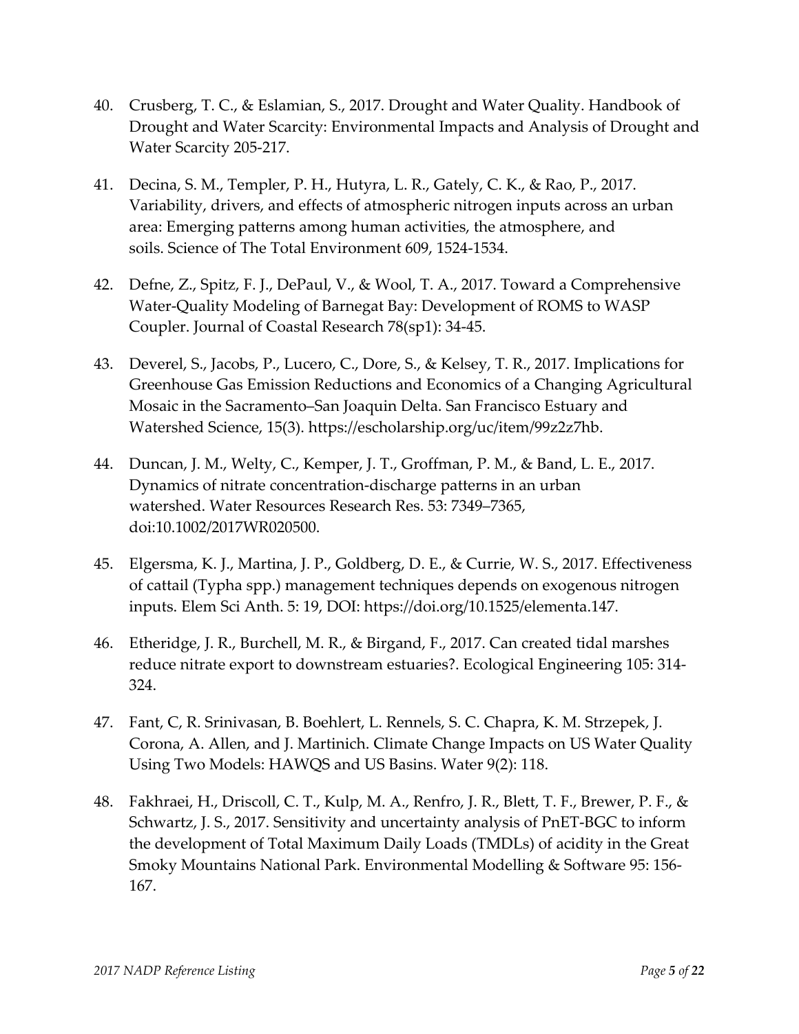40. Crusberg, T. C., & Eslamian, S., 2017. Drought and Water Quality. Handbook of Drought and Water Scarcity: Environmental Impacts and Analysis of Drought and Water Scarcity 205-217.

41. Decina, S. M., Templer, P. H., Hutyra, L. R., Gately, C. K., & Rao, P., 2017. Variability, drivers, and effects of atmospheric nitrogen inputs across an urban area: Emerging patterns among human activities, the atmosphere, and soils. Science of The Total Environment 609, 1524-1534.

42. Defne, Z., Spitz, F. J., DePaul, V., & Wool, T. A., 2017. Toward a Comprehensive Water-Quality Modeling of Barnegat Bay: Development of ROMS to WASP Coupler. Journal of Coastal Research 78(sp1): 34-45.

43. Deverel, S., Jacobs, P., Lucero, C., Dore, S., & Kelsey, T. R., 2017. Implications for Greenhouse Gas Emission Reductions and Economics of a Changing Agricultural Mosaic in the Sacramento–San Joaquin Delta. San Francisco Estuary and Watershed Science, 15(3). https://escholarship.org/uc/item/99z2z7hb.

44. Duncan, J. M., Welty, C., Kemper, J. T., Groffman, P. M., & Band, L. E., 2017. Dynamics of nitrate concentration-discharge patterns in an urban watershed. Water Resources Research Res. 53: 7349–7365, doi:10.1002/2017WR020500.

45. Elgersma, K. J., Martina, J. P., Goldberg, D. E., & Currie, W. S., 2017. Effectiveness of cattail (Typha spp.) management techniques depends on exogenous nitrogen inputs. Elem Sci Anth. 5: 19, DOI: https://doi.org/10.1525/elementa.147.

46. Etheridge, J. R., Burchell, M. R., & Birgand, F., 2017. Can created tidal marshes reduce nitrate export to downstream estuaries?. Ecological Engineering 105: 314-324.

47. Fant, C, R. Srinivasan, B. Boehlert, L. Rennels, S. C. Chapra, K. M. Strzepek, J. Corona, A. Allen, and J. Martinich. Climate Change Impacts on US Water Quality Using Two Models: HAWQS and US Basins. Water 9(2): 118.

48. Fakhraei, H., Driscoll, C. T., Kulp, M. A., Renfro, J. R., Blett, T. F., Brewer, P. F., & Schwartz, J. S., 2017. Sensitivity and uncertainty analysis of PnET-BGC to inform the development of Total Maximum Daily Loads (TMDLs) of acidity in the Great Smoky Mountains National Park. Environmental Modelling & Software 95: 156-167.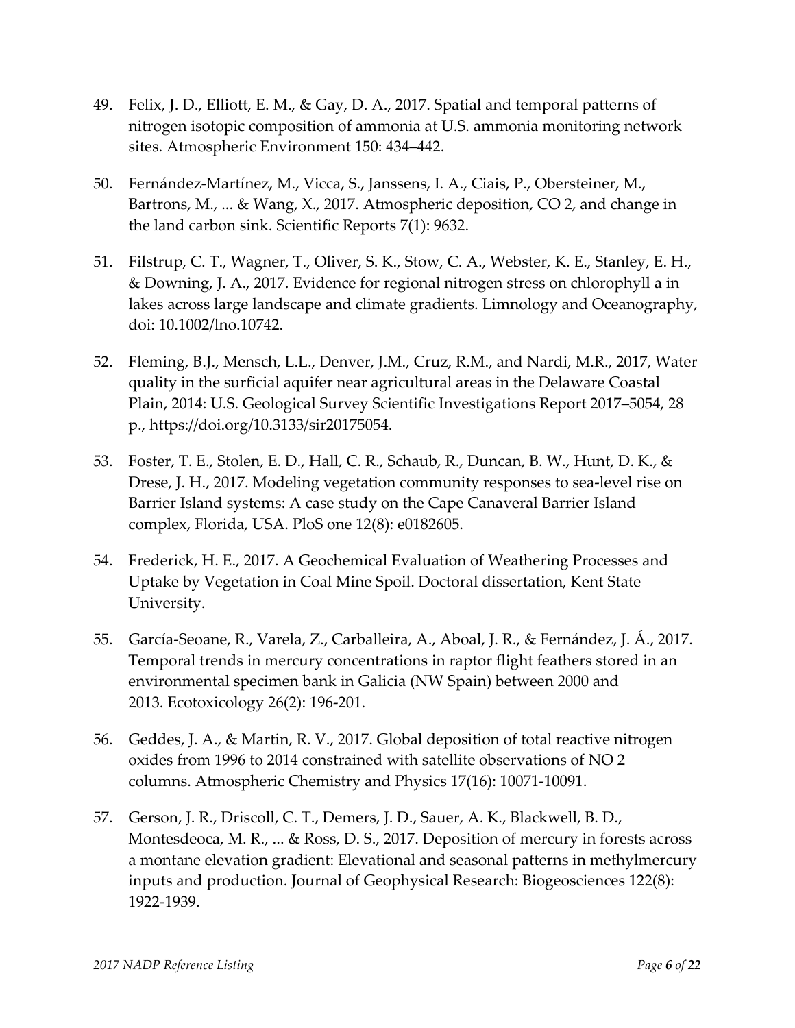49. Felix, J. D., Elliott, E. M., & Gay, D. A., 2017. Spatial and temporal patterns of nitrogen isotopic composition of ammonia at U.S. ammonia monitoring network sites. Atmospheric Environment 150: 434–442.

50. Fernández-Martínez, M., Vicca, S., Janssens, I. A., Ciais, P., Obersteiner, M., Bartrons, M., ... & Wang, X., 2017. Atmospheric deposition, CO 2, and change in the land carbon sink. Scientific Reports 7(1): 9632.

51. Filstrup, C. T., Wagner, T., Oliver, S. K., Stow, C. A., Webster, K. E., Stanley, E. H., & Downing, J. A., 2017. Evidence for regional nitrogen stress on chlorophyll a in lakes across large landscape and climate gradients. Limnology and Oceanography, doi: 10.1002/lno.10742.

52. Fleming, B.J., Mensch, L.L., Denver, J.M., Cruz, R.M., and Nardi, M.R., 2017, Water quality in the surficial aquifer near agricultural areas in the Delaware Coastal Plain, 2014: U.S. Geological Survey Scientific Investigations Report 2017–5054, 28 p., https://doi.org/10.3133/sir20175054.

53. Foster, T. E., Stolen, E. D., Hall, C. R., Schaub, R., Duncan, B. W., Hunt, D. K., & Drese, J. H., 2017. Modeling vegetation community responses to sea-level rise on Barrier Island systems: A case study on the Cape Canaveral Barrier Island complex, Florida, USA. PloS one 12(8): e0182605.

54. Frederick, H. E., 2017. A Geochemical Evaluation of Weathering Processes and Uptake by Vegetation in Coal Mine Spoil. Doctoral dissertation, Kent State University.

55. García-Seoane, R., Varela, Z., Carballeira, A., Aboal, J. R., & Fernández, J. Á., 2017. Temporal trends in mercury concentrations in raptor flight feathers stored in an environmental specimen bank in Galicia (NW Spain) between 2000 and 2013. Ecotoxicology 26(2): 196-201.

56. Geddes, J. A., & Martin, R. V., 2017. Global deposition of total reactive nitrogen oxides from 1996 to 2014 constrained with satellite observations of NO 2 columns. Atmospheric Chemistry and Physics 17(16): 10071-10091.

57. Gerson, J. R., Driscoll, C. T., Demers, J. D., Sauer, A. K., Blackwell, B. D., Montesdeoca, M. R., ... & Ross, D. S., 2017. Deposition of mercury in forests across a montane elevation gradient: Elevational and seasonal patterns in methylmercury inputs and production. Journal of Geophysical Research: Biogeosciences 122(8): 1922-1939.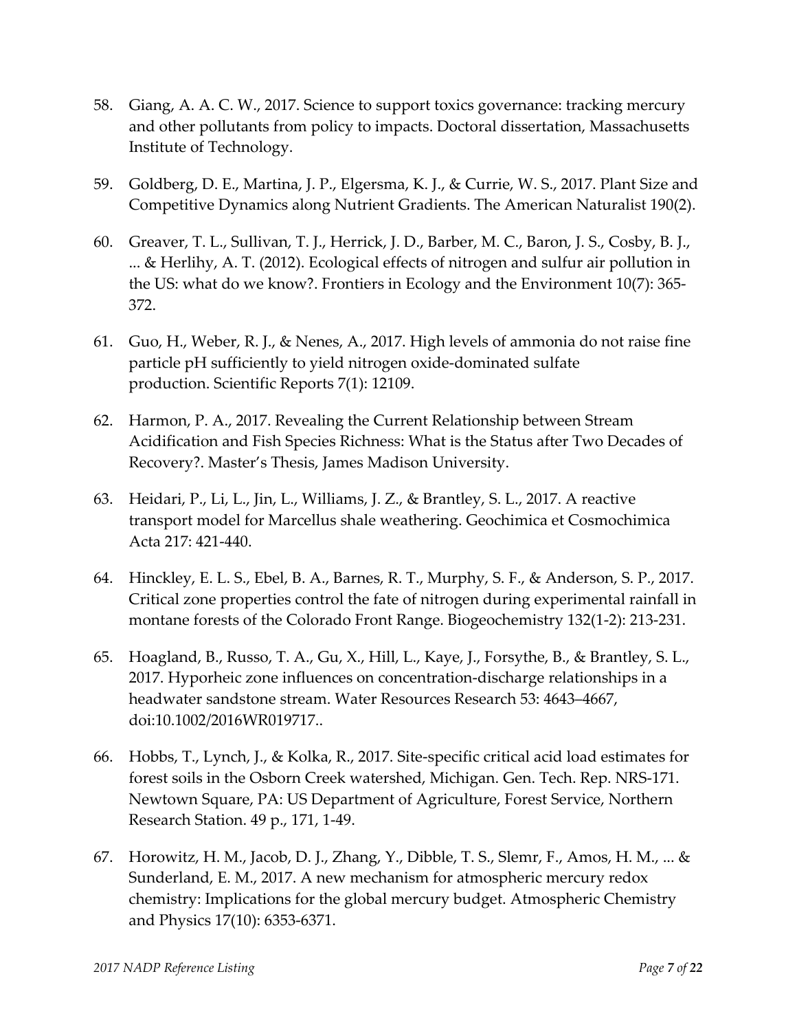58. Giang, A. A. C. W., 2017. Science to support toxics governance: tracking mercury and other pollutants from policy to impacts. Doctoral dissertation, Massachusetts Institute of Technology.

59. Goldberg, D. E., Martina, J. P., Elgersma, K. J., & Currie, W. S., 2017. Plant Size and Competitive Dynamics along Nutrient Gradients. The American Naturalist 190(2).

60. Greaver, T. L., Sullivan, T. J., Herrick, J. D., Barber, M. C., Baron, J. S., Cosby, B. J., ... & Herlihy, A. T. (2012). Ecological effects of nitrogen and sulfur air pollution in the US: what do we know?. Frontiers in Ecology and the Environment 10(7): 365-372.

61. Guo, H., Weber, R. J., & Nenes, A., 2017. High levels of ammonia do not raise fine particle pH sufficiently to yield nitrogen oxide-dominated sulfate production. Scientific Reports 7(1): 12109.

62. Harmon, P. A., 2017. Revealing the Current Relationship between Stream Acidification and Fish Species Richness: What is the Status after Two Decades of Recovery?. Master's Thesis, James Madison University.

63. Heidari, P., Li, L., Jin, L., Williams, J. Z., & Brantley, S. L., 2017. A reactive transport model for Marcellus shale weathering. Geochimica et Cosmochimica Acta 217: 421-440.

64. Hinckley, E. L. S., Ebel, B. A., Barnes, R. T., Murphy, S. F., & Anderson, S. P., 2017. Critical zone properties control the fate of nitrogen during experimental rainfall in montane forests of the Colorado Front Range. Biogeochemistry 132(1-2): 213-231.

65. Hoagland, B., Russo, T. A., Gu, X., Hill, L., Kaye, J., Forsythe, B., & Brantley, S. L., 2017. Hyporheic zone influences on concentration-discharge relationships in a headwater sandstone stream. Water Resources Research 53: 4643–4667, doi:10.1002/2016WR019717..

66. Hobbs, T., Lynch, J., & Kolka, R., 2017. Site-specific critical acid load estimates for forest soils in the Osborn Creek watershed, Michigan. Gen. Tech. Rep. NRS-171. Newtown Square, PA: US Department of Agriculture, Forest Service, Northern Research Station. 49 p., 171, 1-49.

67. Horowitz, H. M., Jacob, D. J., Zhang, Y., Dibble, T. S., Slemr, F., Amos, H. M., ... & Sunderland, E. M., 2017. A new mechanism for atmospheric mercury redox chemistry: Implications for the global mercury budget. Atmospheric Chemistry and Physics 17(10): 6353-6371.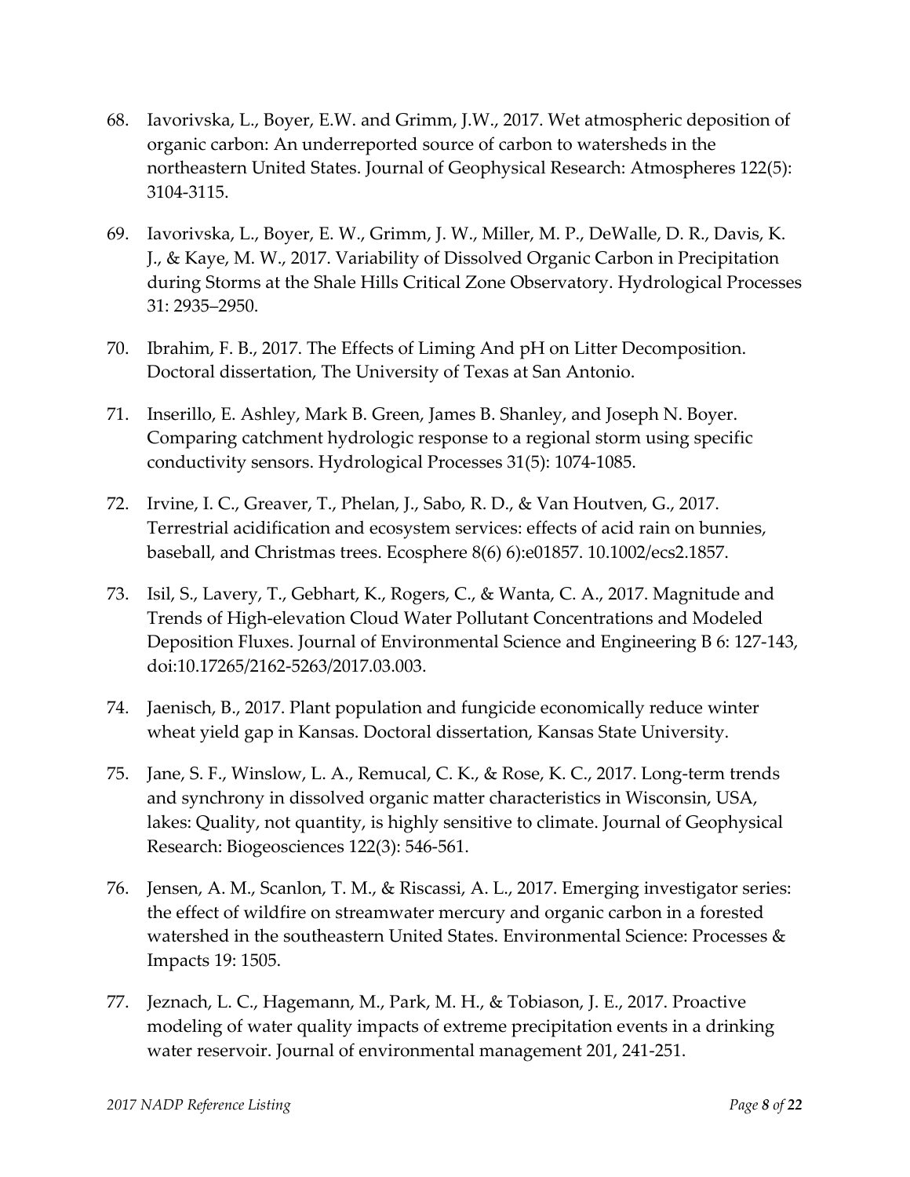68. Iavorivska, L., Boyer, E.W. and Grimm, J.W., 2017. Wet atmospheric deposition of organic carbon: An underreported source of carbon to watersheds in the northeastern United States. Journal of Geophysical Research: Atmospheres 122(5): 3104-3115.

69. Iavorivska, L., Boyer, E. W., Grimm, J. W., Miller, M. P., DeWalle, D. R., Davis, K. J., & Kaye, M. W., 2017. Variability of Dissolved Organic Carbon in Precipitation during Storms at the Shale Hills Critical Zone Observatory. Hydrological Processes 31: 2935–2950.

70. Ibrahim, F. B., 2017. The Effects of Liming And pH on Litter Decomposition. Doctoral dissertation, The University of Texas at San Antonio.

71. Inserillo, E. Ashley, Mark B. Green, James B. Shanley, and Joseph N. Boyer. Comparing catchment hydrologic response to a regional storm using specific conductivity sensors. Hydrological Processes 31(5): 1074-1085.

72. Irvine, I. C., Greaver, T., Phelan, J., Sabo, R. D., & Van Houtven, G., 2017. Terrestrial acidification and ecosystem services: effects of acid rain on bunnies, baseball, and Christmas trees. Ecosphere 8(6) 6):e01857. 10.1002/ecs2.1857.

73. Isil, S., Lavery, T., Gebhart, K., Rogers, C., & Wanta, C. A., 2017. Magnitude and Trends of High-elevation Cloud Water Pollutant Concentrations and Modeled Deposition Fluxes. Journal of Environmental Science and Engineering B 6: 127-143, doi:10.17265/2162-5263/2017.03.003.

74. Jaenisch, B., 2017. Plant population and fungicide economically reduce winter wheat yield gap in Kansas. Doctoral dissertation, Kansas State University.

75. Jane, S. F., Winslow, L. A., Remucal, C. K., & Rose, K. C., 2017. Long-term trends and synchrony in dissolved organic matter characteristics in Wisconsin, USA, lakes: Quality, not quantity, is highly sensitive to climate. Journal of Geophysical Research: Biogeosciences 122(3): 546-561.

76. Jensen, A. M., Scanlon, T. M., & Riscassi, A. L., 2017. Emerging investigator series: the effect of wildfire on streamwater mercury and organic carbon in a forested watershed in the southeastern United States. Environmental Science: Processes & Impacts 19: 1505.

77. Jeznach, L. C., Hagemann, M., Park, M. H., & Tobiason, J. E., 2017. Proactive modeling of water quality impacts of extreme precipitation events in a drinking water reservoir. Journal of environmental management 201, 241-251.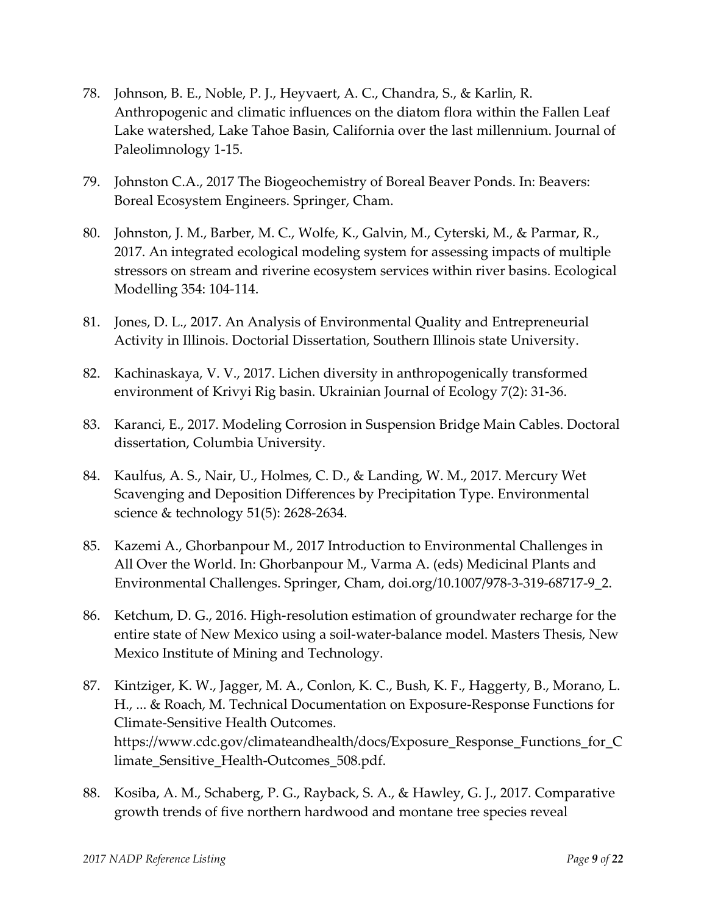78. Johnson, B. E., Noble, P. J., Heyvaert, A. C., Chandra, S., & Karlin, R. Anthropogenic and climatic influences on the diatom flora within the Fallen Leaf Lake watershed, Lake Tahoe Basin, California over the last millennium. Journal of Paleolimnology 1-15.

79. Johnston C.A., 2017 The Biogeochemistry of Boreal Beaver Ponds. In: Beavers: Boreal Ecosystem Engineers. Springer, Cham.

80. Johnston, J. M., Barber, M. C., Wolfe, K., Galvin, M., Cyterski, M., & Parmar, R., 2017. An integrated ecological modeling system for assessing impacts of multiple stressors on stream and riverine ecosystem services within river basins. Ecological Modelling 354: 104-114.

81. Jones, D. L., 2017. An Analysis of Environmental Quality and Entrepreneurial Activity in Illinois. Doctorial Dissertation, Southern Illinois state University.

82. Kachinaskaya, V. V., 2017. Lichen diversity in anthropogenically transformed environment of Krivyi Rig basin. Ukrainian Journal of Ecology 7(2): 31-36.

83. Karanci, E., 2017. Modeling Corrosion in Suspension Bridge Main Cables. Doctoral dissertation, Columbia University.

84. Kaulfus, A. S., Nair, U., Holmes, C. D., & Landing, W. M., 2017. Mercury Wet Scavenging and Deposition Differences by Precipitation Type. Environmental science & technology 51(5): 2628-2634.

85. Kazemi A., Ghorbanpour M., 2017 Introduction to Environmental Challenges in All Over the World. In: Ghorbanpour M., Varma A. (eds) Medicinal Plants and Environmental Challenges. Springer, Cham, doi.org/10.1007/978-3-319-68717-9_2.

86. Ketchum, D. G., 2016. High-resolution estimation of groundwater recharge for the entire state of New Mexico using a soil-water-balance model. Masters Thesis, New Mexico Institute of Mining and Technology.

87. Kintziger, K. W., Jagger, M. A., Conlon, K. C., Bush, K. F., Haggerty, B., Morano, L. H., ... & Roach, M. Technical Documentation on Exposure-Response Functions for Climate-Sensitive Health Outcomes. https://www.cdc.gov/climateandhealth/docs/Exposure_Response_Functions_for_Climate_Sensitive_Health-Outcomes_508.pdf.

88. Kosiba, A. M., Schaberg, P. G., Rayback, S. A., & Hawley, G. J., 2017. Comparative growth trends of five northern hardwood and montane tree species reveal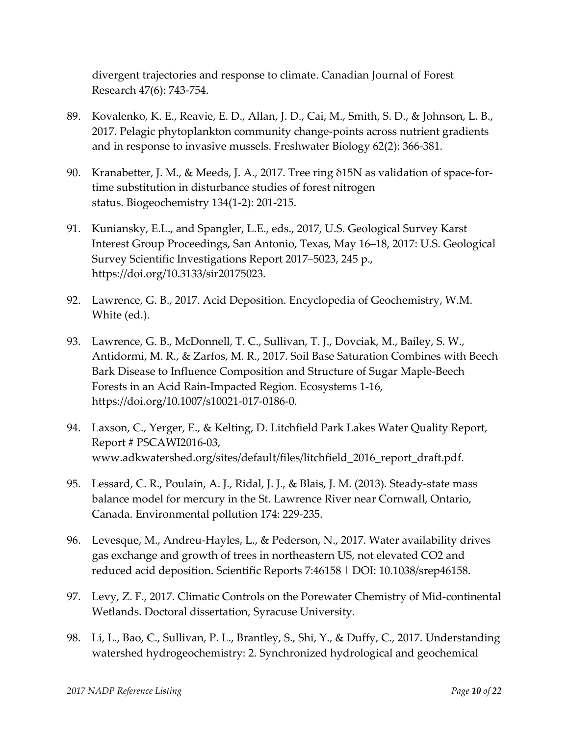divergent trajectories and response to climate. Canadian Journal of Forest Research 47(6): 743-754.

89. Kovalenko, K. E., Reavie, E. D., Allan, J. D., Cai, M., Smith, S. D., & Johnson, L. B., 2017. Pelagic phytoplankton community change-points across nutrient gradients and in response to invasive mussels. Freshwater Biology 62(2): 366-381.

90. Kranabetter, J. M., & Meeds, J. A., 2017. Tree ring δ15N as validation of space-for-time substitution in disturbance studies of forest nitrogen status. Biogeochemistry 134(1-2): 201-215.

91. Kuniansky, E.L., and Spangler, L.E., eds., 2017, U.S. Geological Survey Karst Interest Group Proceedings, San Antonio, Texas, May 16–18, 2017: U.S. Geological Survey Scientific Investigations Report 2017–5023, 245 p., https://doi.org/10.3133/sir20175023.

92. Lawrence, G. B., 2017. Acid Deposition. Encyclopedia of Geochemistry, W.M. White (ed.).

93. Lawrence, G. B., McDonnell, T. C., Sullivan, T. J., Dovciak, M., Bailey, S. W., Antidormi, M. R., & Zarfos, M. R., 2017. Soil Base Saturation Combines with Beech Bark Disease to Influence Composition and Structure of Sugar Maple-Beech Forests in an Acid Rain-Impacted Region. Ecosystems 1-16, https://doi.org/10.1007/s10021-017-0186-0.

94. Laxson, C., Yerger, E., & Kelting, D. Litchfield Park Lakes Water Quality Report, Report # PSCAWI2016-03, www.adkwatershed.org/sites/default/files/litchfield_2016_report_draft.pdf.

95. Lessard, C. R., Poulain, A. J., Ridal, J. J., & Blais, J. M. (2013). Steady-state mass balance model for mercury in the St. Lawrence River near Cornwall, Ontario, Canada. Environmental pollution 174: 229-235.

96. Levesque, M., Andreu-Hayles, L., & Pederson, N., 2017. Water availability drives gas exchange and growth of trees in northeastern US, not elevated CO2 and reduced acid deposition. Scientific Reports 7:46158 | DOI: 10.1038/srep46158.

97. Levy, Z. F., 2017. Climatic Controls on the Porewater Chemistry of Mid-continental Wetlands. Doctoral dissertation, Syracuse University.

98. Li, L., Bao, C., Sullivan, P. L., Brantley, S., Shi, Y., & Duffy, C., 2017. Understanding watershed hydrogeochemistry: 2. Synchronized hydrological and geochemical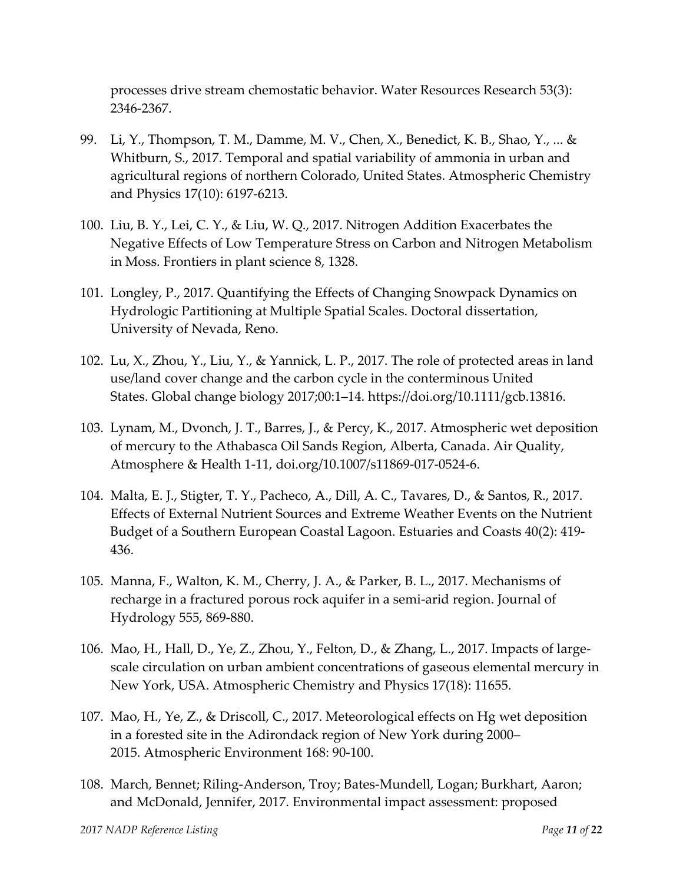processes drive stream chemostatic behavior. Water Resources Research 53(3): 2346-2367.

99. Li, Y., Thompson, T. M., Damme, M. V., Chen, X., Benedict, K. B., Shao, Y., ... & Whitburn, S., 2017. Temporal and spatial variability of ammonia in urban and agricultural regions of northern Colorado, United States. Atmospheric Chemistry and Physics 17(10): 6197-6213.

100. Liu, B. Y., Lei, C. Y., & Liu, W. Q., 2017. Nitrogen Addition Exacerbates the Negative Effects of Low Temperature Stress on Carbon and Nitrogen Metabolism in Moss. Frontiers in plant science 8, 1328.

101. Longley, P., 2017. Quantifying the Effects of Changing Snowpack Dynamics on Hydrologic Partitioning at Multiple Spatial Scales. Doctoral dissertation, University of Nevada, Reno.

102. Lu, X., Zhou, Y., Liu, Y., & Yannick, L. P., 2017. The role of protected areas in land use/land cover change and the carbon cycle in the conterminous United States. Global change biology 2017;00:1–14. https://doi.org/10.1111/gcb.13816.

103. Lynam, M., Dvonch, J. T., Barres, J., & Percy, K., 2017. Atmospheric wet deposition of mercury to the Athabasca Oil Sands Region, Alberta, Canada. Air Quality, Atmosphere & Health 1-11, doi.org/10.1007/s11869-017-0524-6.

104. Malta, E. J., Stigter, T. Y., Pacheco, A., Dill, A. C., Tavares, D., & Santos, R., 2017. Effects of External Nutrient Sources and Extreme Weather Events on the Nutrient Budget of a Southern European Coastal Lagoon. Estuaries and Coasts 40(2): 419-436.

105. Manna, F., Walton, K. M., Cherry, J. A., & Parker, B. L., 2017. Mechanisms of recharge in a fractured porous rock aquifer in a semi-arid region. Journal of Hydrology 555, 869-880.

106. Mao, H., Hall, D., Ye, Z., Zhou, Y., Felton, D., & Zhang, L., 2017. Impacts of large-scale circulation on urban ambient concentrations of gaseous elemental mercury in New York, USA. Atmospheric Chemistry and Physics 17(18): 11655.

107. Mao, H., Ye, Z., & Driscoll, C., 2017. Meteorological effects on Hg wet deposition in a forested site in the Adirondack region of New York during 2000–2015. Atmospheric Environment 168: 90-100.

108. March, Bennet; Riling-Anderson, Troy; Bates-Mundell, Logan; Burkhart, Aaron; and McDonald, Jennifer, 2017. Environmental impact assessment: proposed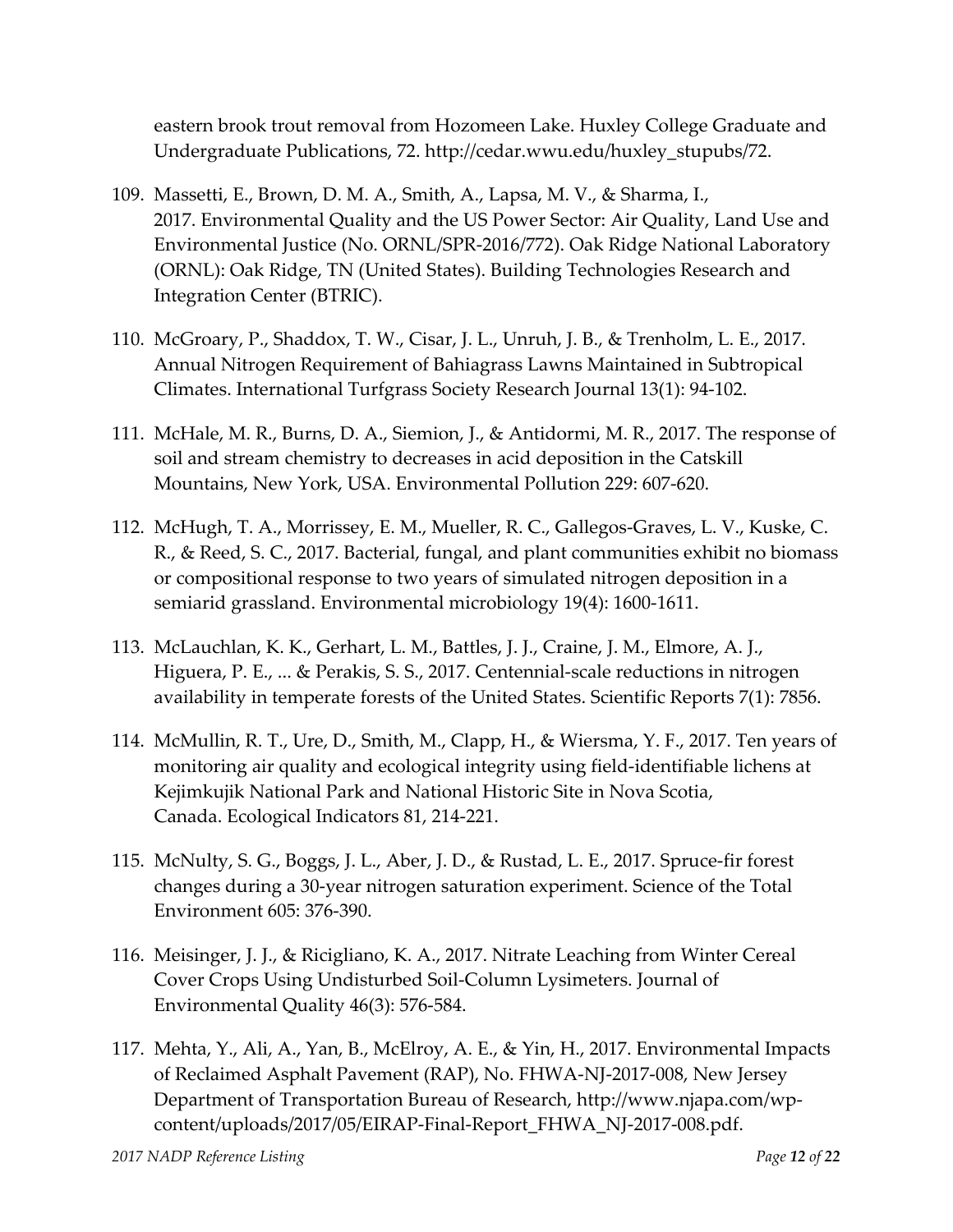eastern brook trout removal from Hozomeen Lake. Huxley College Graduate and Undergraduate Publications, 72. http://cedar.wwu.edu/huxley_stupubs/72.

109. Massetti, E., Brown, D. M. A., Smith, A., Lapsa, M. V., & Sharma, I., 2017. Environmental Quality and the US Power Sector: Air Quality, Land Use and Environmental Justice (No. ORNL/SPR-2016/772). Oak Ridge National Laboratory (ORNL): Oak Ridge, TN (United States). Building Technologies Research and Integration Center (BTRIC).

110. McGroary, P., Shaddox, T. W., Cisar, J. L., Unruh, J. B., & Trenholm, L. E., 2017. Annual Nitrogen Requirement of Bahiagrass Lawns Maintained in Subtropical Climates. International Turfgrass Society Research Journal 13(1): 94-102.

111. McHale, M. R., Burns, D. A., Siemion, J., & Antidormi, M. R., 2017. The response of soil and stream chemistry to decreases in acid deposition in the Catskill Mountains, New York, USA. Environmental Pollution 229: 607-620.

112. McHugh, T. A., Morrissey, E. M., Mueller, R. C., Gallegos-Graves, L. V., Kuske, C. R., & Reed, S. C., 2017. Bacterial, fungal, and plant communities exhibit no biomass or compositional response to two years of simulated nitrogen deposition in a semiarid grassland. Environmental microbiology 19(4): 1600-1611.

113. McLauchlan, K. K., Gerhart, L. M., Battles, J. J., Craine, J. M., Elmore, A. J., Higuera, P. E., ... & Perakis, S. S., 2017. Centennial-scale reductions in nitrogen availability in temperate forests of the United States. Scientific Reports 7(1): 7856.

114. McMullin, R. T., Ure, D., Smith, M., Clapp, H., & Wiersma, Y. F., 2017. Ten years of monitoring air quality and ecological integrity using field-identifiable lichens at Kejimkujik National Park and National Historic Site in Nova Scotia, Canada. Ecological Indicators 81, 214-221.

115. McNulty, S. G., Boggs, J. L., Aber, J. D., & Rustad, L. E., 2017. Spruce-fir forest changes during a 30-year nitrogen saturation experiment. Science of the Total Environment 605: 376-390.

116. Meisinger, J. J., & Ricigliano, K. A., 2017. Nitrate Leaching from Winter Cereal Cover Crops Using Undisturbed Soil-Column Lysimeters. Journal of Environmental Quality 46(3): 576-584.

117. Mehta, Y., Ali, A., Yan, B., McElroy, A. E., & Yin, H., 2017. Environmental Impacts of Reclaimed Asphalt Pavement (RAP), No. FHWA-NJ-2017-008, New Jersey Department of Transportation Bureau of Research, http://www.njapa.com/wp-content/uploads/2017/05/EIRAP-Final-Report_FHWA_NJ-2017-008.pdf.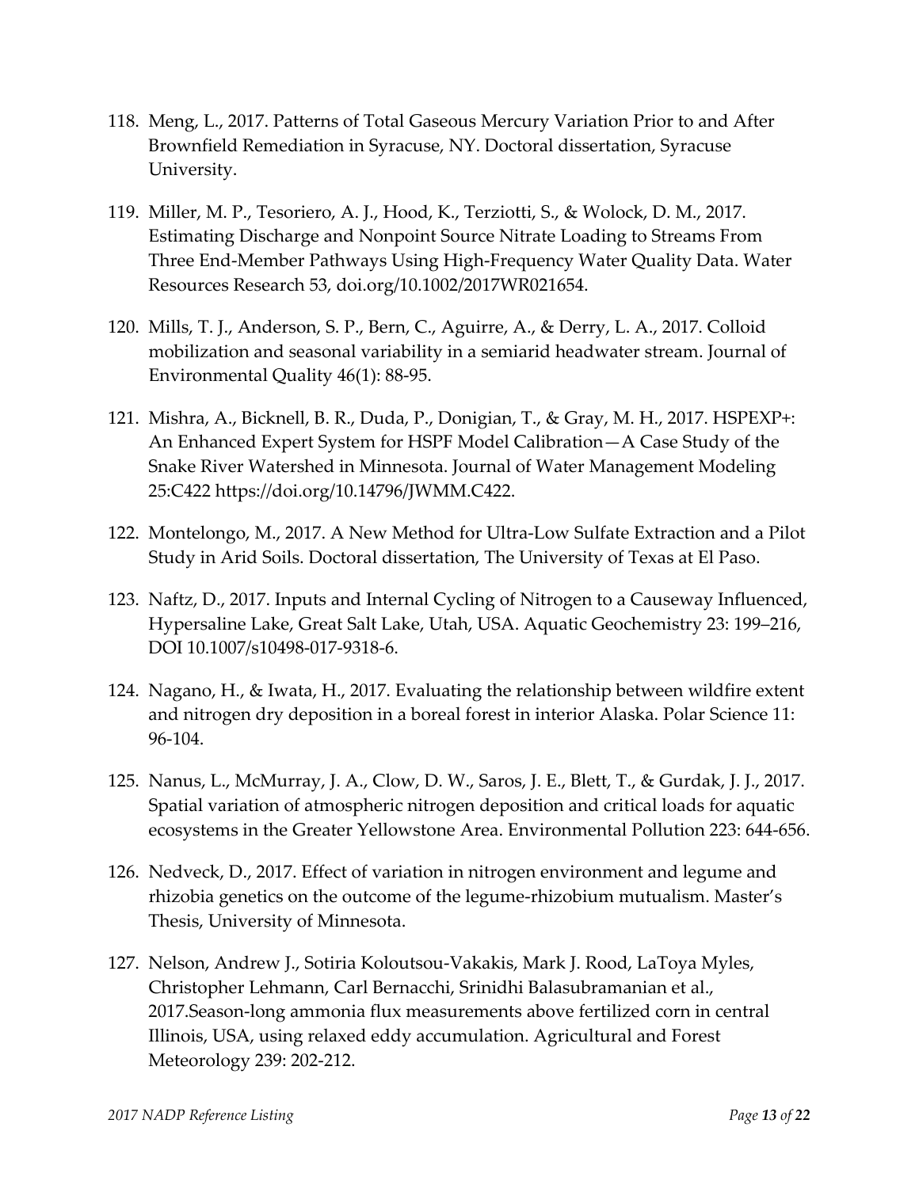118. Meng, L., 2017. Patterns of Total Gaseous Mercury Variation Prior to and After Brownfield Remediation in Syracuse, NY. Doctoral dissertation, Syracuse University.

119. Miller, M. P., Tesoriero, A. J., Hood, K., Terziotti, S., & Wolock, D. M., 2017. Estimating Discharge and Nonpoint Source Nitrate Loading to Streams From Three End-Member Pathways Using High-Frequency Water Quality Data. Water Resources Research 53, doi.org/10.1002/2017WR021654.

120. Mills, T. J., Anderson, S. P., Bern, C., Aguirre, A., & Derry, L. A., 2017. Colloid mobilization and seasonal variability in a semiarid headwater stream. Journal of Environmental Quality 46(1): 88-95.

121. Mishra, A., Bicknell, B. R., Duda, P., Donigian, T., & Gray, M. H., 2017. HSPEXP+: An Enhanced Expert System for HSPF Model Calibration—A Case Study of the Snake River Watershed in Minnesota. Journal of Water Management Modeling 25:C422 https://doi.org/10.14796/JWMM.C422.

122. Montelongo, M., 2017. A New Method for Ultra-Low Sulfate Extraction and a Pilot Study in Arid Soils. Doctoral dissertation, The University of Texas at El Paso.

123. Naftz, D., 2017. Inputs and Internal Cycling of Nitrogen to a Causeway Influenced, Hypersaline Lake, Great Salt Lake, Utah, USA. Aquatic Geochemistry 23: 199–216, DOI 10.1007/s10498-017-9318-6.

124. Nagano, H., & Iwata, H., 2017. Evaluating the relationship between wildfire extent and nitrogen dry deposition in a boreal forest in interior Alaska. Polar Science 11: 96-104.

125. Nanus, L., McMurray, J. A., Clow, D. W., Saros, J. E., Blett, T., & Gurdak, J. J., 2017. Spatial variation of atmospheric nitrogen deposition and critical loads for aquatic ecosystems in the Greater Yellowstone Area. Environmental Pollution 223: 644-656.

126. Nedveck, D., 2017. Effect of variation in nitrogen environment and legume and rhizobia genetics on the outcome of the legume-rhizobium mutualism. Master's Thesis, University of Minnesota.

127. Nelson, Andrew J., Sotiria Koloutsou-Vakakis, Mark J. Rood, LaToya Myles, Christopher Lehmann, Carl Bernacchi, Srinidhi Balasubramanian et al., 2017.Season-long ammonia flux measurements above fertilized corn in central Illinois, USA, using relaxed eddy accumulation. Agricultural and Forest Meteorology 239: 202-212.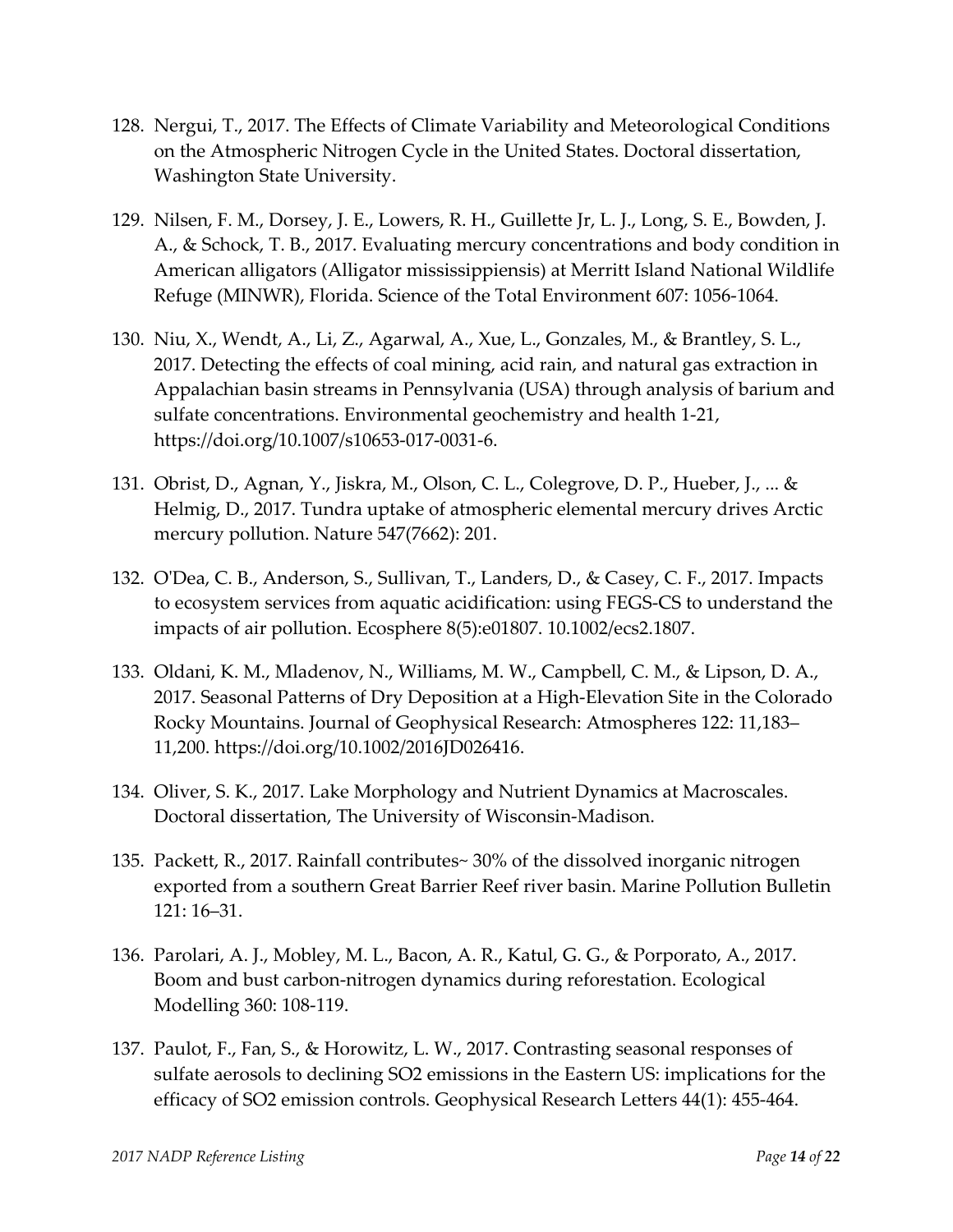128. Nergui, T., 2017. The Effects of Climate Variability and Meteorological Conditions on the Atmospheric Nitrogen Cycle in the United States. Doctoral dissertation, Washington State University.

129. Nilsen, F. M., Dorsey, J. E., Lowers, R. H., Guillette Jr, L. J., Long, S. E., Bowden, J. A., & Schock, T. B., 2017. Evaluating mercury concentrations and body condition in American alligators (Alligator mississippiensis) at Merritt Island National Wildlife Refuge (MINWR), Florida. Science of the Total Environment 607: 1056-1064.

130. Niu, X., Wendt, A., Li, Z., Agarwal, A., Xue, L., Gonzales, M., & Brantley, S. L., 2017. Detecting the effects of coal mining, acid rain, and natural gas extraction in Appalachian basin streams in Pennsylvania (USA) through analysis of barium and sulfate concentrations. Environmental geochemistry and health 1-21, https://doi.org/10.1007/s10653-017-0031-6.

131. Obrist, D., Agnan, Y., Jiskra, M., Olson, C. L., Colegrove, D. P., Hueber, J., ... & Helmig, D., 2017. Tundra uptake of atmospheric elemental mercury drives Arctic mercury pollution. Nature 547(7662): 201.

132. O'Dea, C. B., Anderson, S., Sullivan, T., Landers, D., & Casey, C. F., 2017. Impacts to ecosystem services from aquatic acidification: using FEGS-CS to understand the impacts of air pollution. Ecosphere 8(5):e01807. 10.1002/ecs2.1807.

133. Oldani, K. M., Mladenov, N., Williams, M. W., Campbell, C. M., & Lipson, D. A., 2017. Seasonal Patterns of Dry Deposition at a High-Elevation Site in the Colorado Rocky Mountains. Journal of Geophysical Research: Atmospheres 122: 11,183–11,200. https://doi.org/10.1002/2016JD026416.

134. Oliver, S. K., 2017. Lake Morphology and Nutrient Dynamics at Macroscales. Doctoral dissertation, The University of Wisconsin-Madison.

135. Packett, R., 2017. Rainfall contributes~ 30% of the dissolved inorganic nitrogen exported from a southern Great Barrier Reef river basin. Marine Pollution Bulletin 121: 16–31.

136. Parolari, A. J., Mobley, M. L., Bacon, A. R., Katul, G. G., & Porporato, A., 2017. Boom and bust carbon-nitrogen dynamics during reforestation. Ecological Modelling 360: 108-119.

137. Paulot, F., Fan, S., & Horowitz, L. W., 2017. Contrasting seasonal responses of sulfate aerosols to declining $SO_2$ emissions in the Eastern US: implications for the efficacy of $SO_2$ emission controls. Geophysical Research Letters 44(1): 455-464.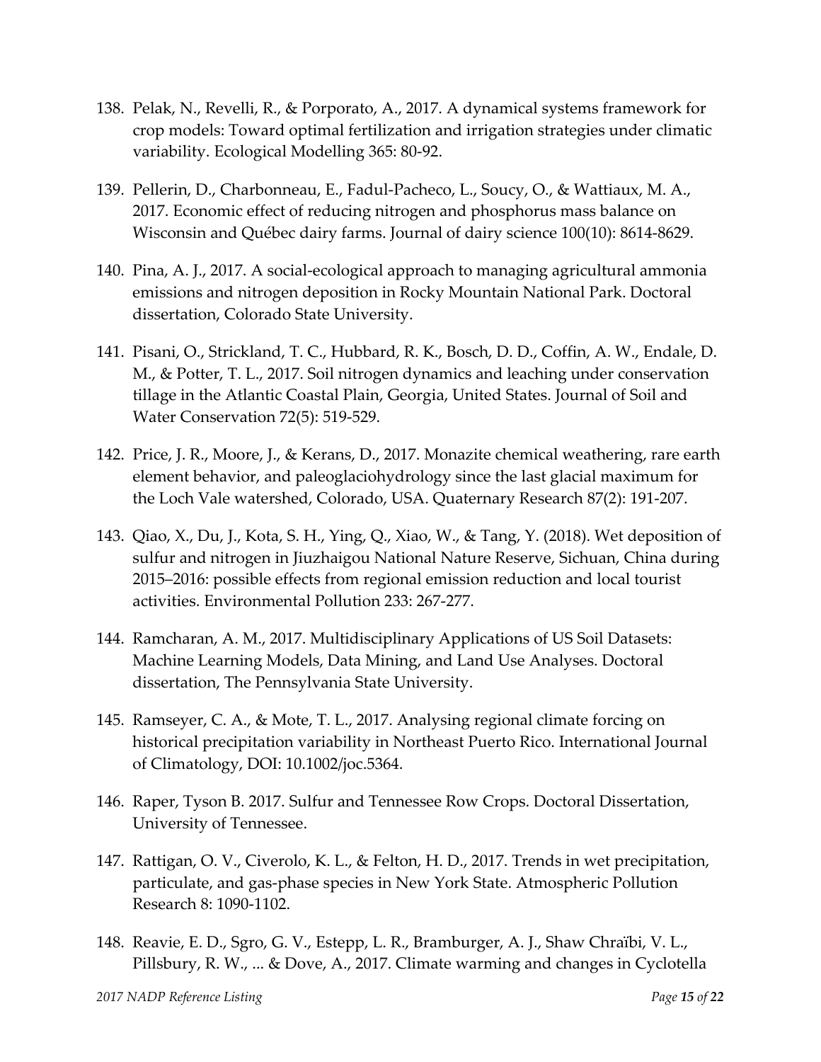138. Pelak, N., Revelli, R., & Porporato, A., 2017. A dynamical systems framework for crop models: Toward optimal fertilization and irrigation strategies under climatic variability. Ecological Modelling 365: 80-92.

139. Pellerin, D., Charbonneau, E., Fadul-Pacheco, L., Soucy, O., & Wattiaux, M. A., 2017. Economic effect of reducing nitrogen and phosphorus mass balance on Wisconsin and Québec dairy farms. Journal of dairy science 100(10): 8614-8629.

140. Pina, A. J., 2017. A social-ecological approach to managing agricultural ammonia emissions and nitrogen deposition in Rocky Mountain National Park. Doctoral dissertation, Colorado State University.

141. Pisani, O., Strickland, T. C., Hubbard, R. K., Bosch, D. D., Coffin, A. W., Endale, D. M., & Potter, T. L., 2017. Soil nitrogen dynamics and leaching under conservation tillage in the Atlantic Coastal Plain, Georgia, United States. Journal of Soil and Water Conservation 72(5): 519-529.

142. Price, J. R., Moore, J., & Kerans, D., 2017. Monazite chemical weathering, rare earth element behavior, and paleoglaciohydrology since the last glacial maximum for the Loch Vale watershed, Colorado, USA. Quaternary Research 87(2): 191-207.

143. Qiao, X., Du, J., Kota, S. H., Ying, Q., Xiao, W., & Tang, Y. (2018). Wet deposition of sulfur and nitrogen in Jiuzhaigou National Nature Reserve, Sichuan, China during 2015–2016: possible effects from regional emission reduction and local tourist activities. Environmental Pollution 233: 267-277.

144. Ramcharan, A. M., 2017. Multidisciplinary Applications of US Soil Datasets: Machine Learning Models, Data Mining, and Land Use Analyses. Doctoral dissertation, The Pennsylvania State University.

145. Ramseyer, C. A., & Mote, T. L., 2017. Analysing regional climate forcing on historical precipitation variability in Northeast Puerto Rico. International Journal of Climatology, DOI: 10.1002/joc.5364.

146. Raper, Tyson B. 2017. Sulfur and Tennessee Row Crops. Doctoral Dissertation, University of Tennessee.

147. Rattigan, O. V., Civerolo, K. L., & Felton, H. D., 2017. Trends in wet precipitation, particulate, and gas-phase species in New York State. Atmospheric Pollution Research 8: 1090-1102.

148. Reavie, E. D., Sgro, G. V., Estepp, L. R., Bramburger, A. J., Shaw Chraïbi, V. L., Pillsbury, R. W., ... & Dove, A., 2017. Climate warming and changes in Cyclotella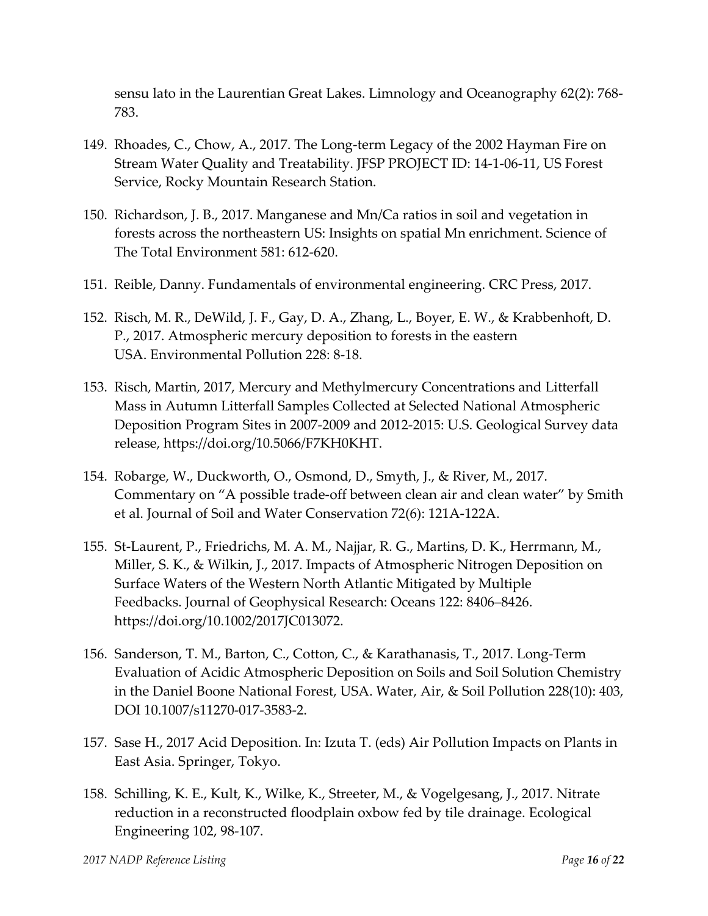sensu lato in the Laurentian Great Lakes. Limnology and Oceanography 62(2): 768-783.

149. Rhoades, C., Chow, A., 2017. The Long-term Legacy of the 2002 Hayman Fire on Stream Water Quality and Treatability. JFSP PROJECT ID: 14-1-06-11, US Forest Service, Rocky Mountain Research Station.

150. Richardson, J. B., 2017. Manganese and Mn/Ca ratios in soil and vegetation in forests across the northeastern US: Insights on spatial Mn enrichment. Science of The Total Environment 581: 612-620.

151. Reible, Danny. Fundamentals of environmental engineering. CRC Press, 2017.

152. Risch, M. R., DeWild, J. F., Gay, D. A., Zhang, L., Boyer, E. W., & Krabbenhoft, D. P., 2017. Atmospheric mercury deposition to forests in the eastern USA. Environmental Pollution 228: 8-18.

153. Risch, Martin, 2017, Mercury and Methylmercury Concentrations and Litterfall Mass in Autumn Litterfall Samples Collected at Selected National Atmospheric Deposition Program Sites in 2007-2009 and 2012-2015: U.S. Geological Survey data release, https://doi.org/10.5066/F7KH0KHT.

154. Robarge, W., Duckworth, O., Osmond, D., Smyth, J., & River, M., 2017. Commentary on "A possible trade-off between clean air and clean water" by Smith et al. Journal of Soil and Water Conservation 72(6): 121A-122A.

155. St-Laurent, P., Friedrichs, M. A. M., Najjar, R. G., Martins, D. K., Herrmann, M., Miller, S. K., & Wilkin, J., 2017. Impacts of Atmospheric Nitrogen Deposition on Surface Waters of the Western North Atlantic Mitigated by Multiple Feedbacks. Journal of Geophysical Research: Oceans 122: 8406–8426. https://doi.org/10.1002/2017JC013072.

156. Sanderson, T. M., Barton, C., Cotton, C., & Karathanasis, T., 2017. Long-Term Evaluation of Acidic Atmospheric Deposition on Soils and Soil Solution Chemistry in the Daniel Boone National Forest, USA. Water, Air, & Soil Pollution 228(10): 403, DOI 10.1007/s11270-017-3583-2.

157. Sase H., 2017 Acid Deposition. In: Izuta T. (eds) Air Pollution Impacts on Plants in East Asia. Springer, Tokyo.

158. Schilling, K. E., Kult, K., Wilke, K., Streeter, M., & Vogelgesang, J., 2017. Nitrate reduction in a reconstructed floodplain oxbow fed by tile drainage. Ecological Engineering 102, 98-107.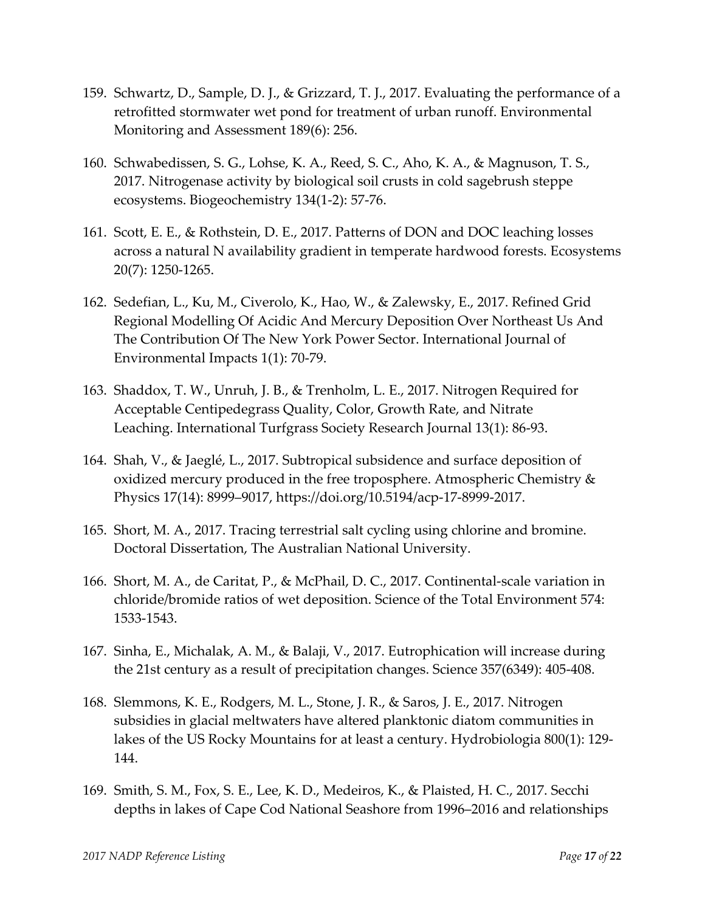159. Schwartz, D., Sample, D. J., & Grizzard, T. J., 2017. Evaluating the performance of a retrofitted stormwater wet pond for treatment of urban runoff. Environmental Monitoring and Assessment 189(6): 256.

160. Schwabedissen, S. G., Lohse, K. A., Reed, S. C., Aho, K. A., & Magnuson, T. S., 2017. Nitrogenase activity by biological soil crusts in cold sagebrush steppe ecosystems. Biogeochemistry 134(1-2): 57-76.

161. Scott, E. E., & Rothstein, D. E., 2017. Patterns of DON and DOC leaching losses across a natural N availability gradient in temperate hardwood forests. Ecosystems 20(7): 1250-1265.

162. Sedefian, L., Ku, M., Civerolo, K., Hao, W., & Zalewsky, E., 2017. Refined Grid Regional Modelling Of Acidic And Mercury Deposition Over Northeast Us And The Contribution Of The New York Power Sector. International Journal of Environmental Impacts 1(1): 70-79.

163. Shaddox, T. W., Unruh, J. B., & Trenholm, L. E., 2017. Nitrogen Required for Acceptable Centipedegrass Quality, Color, Growth Rate, and Nitrate Leaching. International Turfgrass Society Research Journal 13(1): 86-93.

164. Shah, V., & Jaeglé, L., 2017. Subtropical subsidence and surface deposition of oxidized mercury produced in the free troposphere. Atmospheric Chemistry & Physics 17(14): 8999–9017, https://doi.org/10.5194/acp-17-8999-2017.

165. Short, M. A., 2017. Tracing terrestrial salt cycling using chlorine and bromine. Doctoral Dissertation, The Australian National University.

166. Short, M. A., de Caritat, P., & McPhail, D. C., 2017. Continental-scale variation in chloride/bromide ratios of wet deposition. Science of the Total Environment 574: 1533-1543.

167. Sinha, E., Michalak, A. M., & Balaji, V., 2017. Eutrophication will increase during the 21st century as a result of precipitation changes. Science 357(6349): 405-408.

168. Slemmons, K. E., Rodgers, M. L., Stone, J. R., & Saros, J. E., 2017. Nitrogen subsidies in glacial meltwaters have altered planktonic diatom communities in lakes of the US Rocky Mountains for at least a century. Hydrobiologia 800(1): 129-144.

169. Smith, S. M., Fox, S. E., Lee, K. D., Medeiros, K., & Plaisted, H. C., 2017. Secchi depths in lakes of Cape Cod National Seashore from 1996–2016 and relationships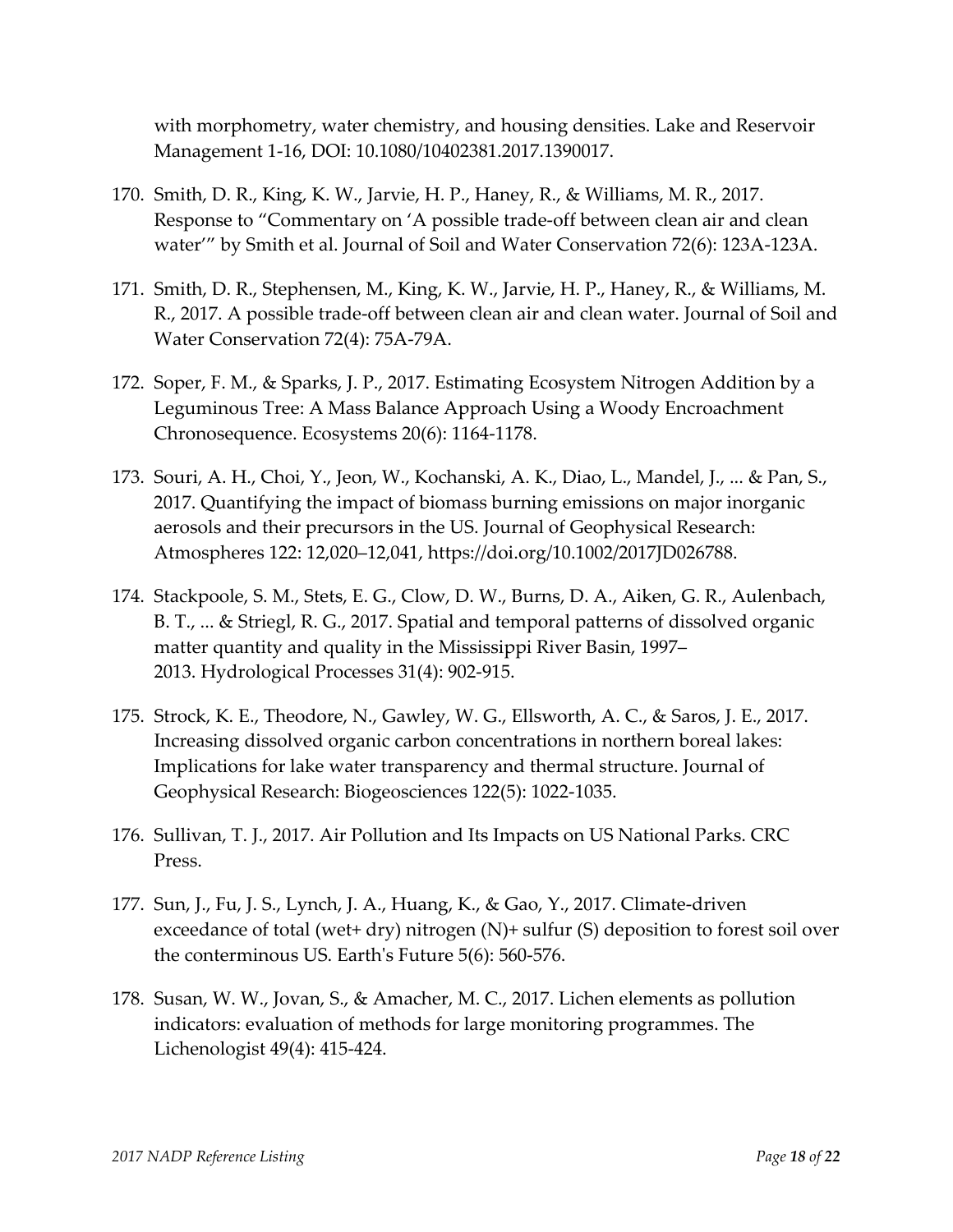with morphometry, water chemistry, and housing densities. Lake and Reservoir Management 1-16, DOI: 10.1080/10402381.2017.1390017.

170. Smith, D. R., King, K. W., Jarvie, H. P., Haney, R., & Williams, M. R., 2017. Response to "Commentary on 'A possible trade-off between clean air and clean water'" by Smith et al. Journal of Soil and Water Conservation 72(6): 123A-123A.

171. Smith, D. R., Stephensen, M., King, K. W., Jarvie, H. P., Haney, R., & Williams, M. R., 2017. A possible trade-off between clean air and clean water. Journal of Soil and Water Conservation 72(4): 75A-79A.

172. Soper, F. M., & Sparks, J. P., 2017. Estimating Ecosystem Nitrogen Addition by a Leguminous Tree: A Mass Balance Approach Using a Woody Encroachment Chronosequence. Ecosystems 20(6): 1164-1178.

173. Souri, A. H., Choi, Y., Jeon, W., Kochanski, A. K., Diao, L., Mandel, J., ... & Pan, S., 2017. Quantifying the impact of biomass burning emissions on major inorganic aerosols and their precursors in the US. Journal of Geophysical Research: Atmospheres 122: 12,020–12,041, https://doi.org/10.1002/2017JD026788.

174. Stackpoole, S. M., Stets, E. G., Clow, D. W., Burns, D. A., Aiken, G. R., Aulenbach, B. T., ... & Striegl, R. G., 2017. Spatial and temporal patterns of dissolved organic matter quantity and quality in the Mississippi River Basin, 1997–2013. Hydrological Processes 31(4): 902-915.

175. Strock, K. E., Theodore, N., Gawley, W. G., Ellsworth, A. C., & Saros, J. E., 2017. Increasing dissolved organic carbon concentrations in northern boreal lakes: Implications for lake water transparency and thermal structure. Journal of Geophysical Research: Biogeosciences 122(5): 1022-1035.

176. Sullivan, T. J., 2017. Air Pollution and Its Impacts on US National Parks. CRC Press.

177. Sun, J., Fu, J. S., Lynch, J. A., Huang, K., & Gao, Y., 2017. Climate-driven exceedance of total (wet+ dry) nitrogen (N)+ sulfur (S) deposition to forest soil over the conterminous US. Earth's Future 5(6): 560-576.

178. Susan, W. W., Jovan, S., & Amacher, M. C., 2017. Lichen elements as pollution indicators: evaluation of methods for large monitoring programmes. The Lichenologist 49(4): 415-424.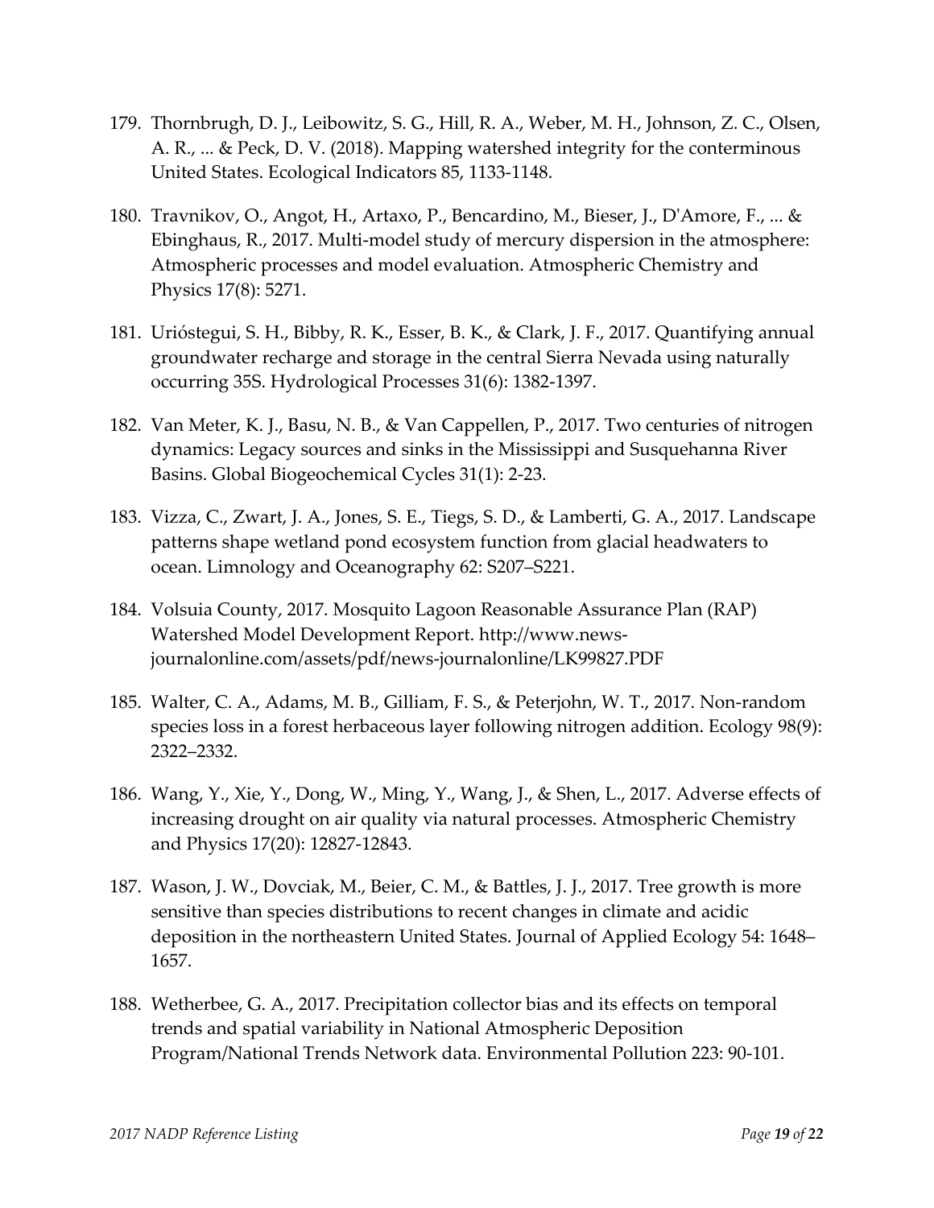179. Thornbrugh, D. J., Leibowitz, S. G., Hill, R. A., Weber, M. H., Johnson, Z. C., Olsen, A. R., ... & Peck, D. V. (2018). Mapping watershed integrity for the conterminous United States. Ecological Indicators 85, 1133-1148.

180. Travnikov, O., Angot, H., Artaxo, P., Bencardino, M., Bieser, J., D'Amore, F., ... & Ebinghaus, R., 2017. Multi-model study of mercury dispersion in the atmosphere: Atmospheric processes and model evaluation. Atmospheric Chemistry and Physics 17(8): 5271.

181. Urióstegui, S. H., Bibby, R. K., Esser, B. K., & Clark, J. F., 2017. Quantifying annual groundwater recharge and storage in the central Sierra Nevada using naturally occurring 35S. Hydrological Processes 31(6): 1382-1397.

182. Van Meter, K. J., Basu, N. B., & Van Cappellen, P., 2017. Two centuries of nitrogen dynamics: Legacy sources and sinks in the Mississippi and Susquehanna River Basins. Global Biogeochemical Cycles 31(1): 2-23.

183. Vizza, C., Zwart, J. A., Jones, S. E., Tiegs, S. D., & Lamberti, G. A., 2017. Landscape patterns shape wetland pond ecosystem function from glacial headwaters to ocean. Limnology and Oceanography 62: S207–S221.

184. Volsuia County, 2017. Mosquito Lagoon Reasonable Assurance Plan (RAP) Watershed Model Development Report. http://www.news-journalonline.com/assets/pdf/news-journalonline/LK99827.PDF

185. Walter, C. A., Adams, M. B., Gilliam, F. S., & Peterjohn, W. T., 2017. Non-random species loss in a forest herbaceous layer following nitrogen addition. Ecology 98(9): 2322–2332.

186. Wang, Y., Xie, Y., Dong, W., Ming, Y., Wang, J., & Shen, L., 2017. Adverse effects of increasing drought on air quality via natural processes. Atmospheric Chemistry and Physics 17(20): 12827-12843.

187. Wason, J. W., Dovciak, M., Beier, C. M., & Battles, J. J., 2017. Tree growth is more sensitive than species distributions to recent changes in climate and acidic deposition in the northeastern United States. Journal of Applied Ecology 54: 1648–1657.

188. Wetherbee, G. A., 2017. Precipitation collector bias and its effects on temporal trends and spatial variability in National Atmospheric Deposition Program/National Trends Network data. Environmental Pollution 223: 90-101.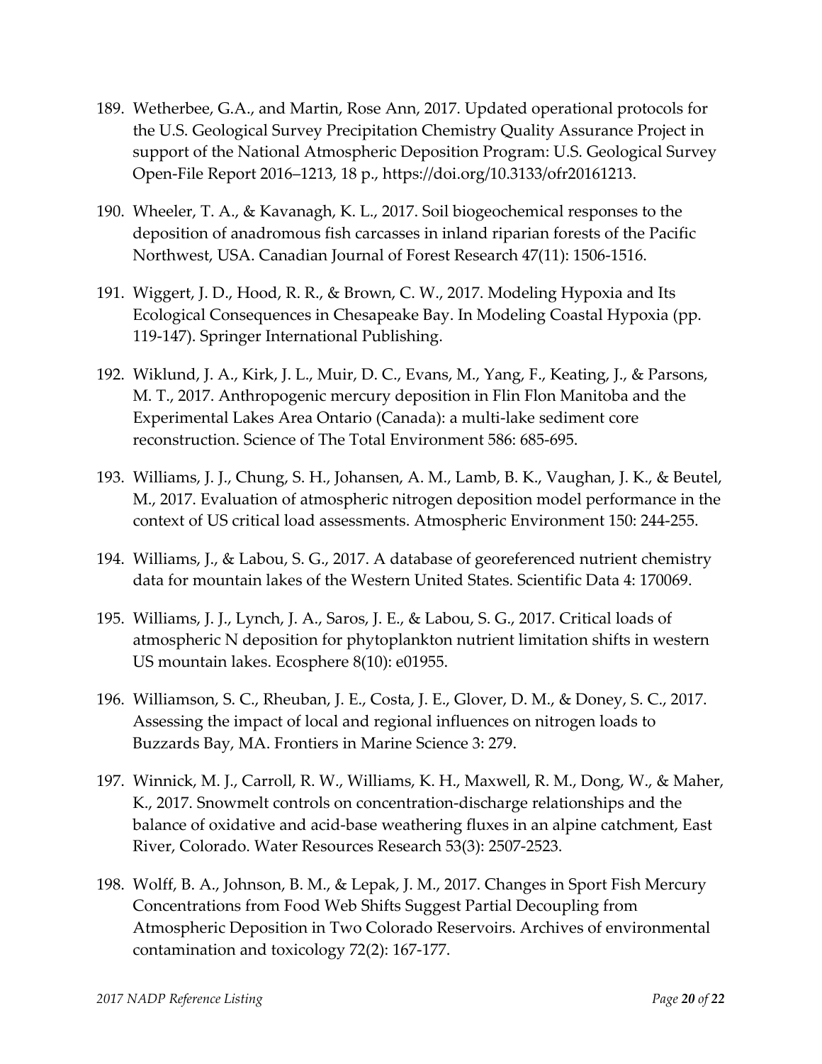189. Wetherbee, G.A., and Martin, Rose Ann, 2017. Updated operational protocols for the U.S. Geological Survey Precipitation Chemistry Quality Assurance Project in support of the National Atmospheric Deposition Program: U.S. Geological Survey Open-File Report 2016–1213, 18 p., https://doi.org/10.3133/ofr20161213.

190. Wheeler, T. A., & Kavanagh, K. L., 2017. Soil biogeochemical responses to the deposition of anadromous fish carcasses in inland riparian forests of the Pacific Northwest, USA. Canadian Journal of Forest Research 47(11): 1506-1516.

191. Wiggert, J. D., Hood, R. R., & Brown, C. W., 2017. Modeling Hypoxia and Its Ecological Consequences in Chesapeake Bay. In Modeling Coastal Hypoxia (pp. 119-147). Springer International Publishing.

192. Wiklund, J. A., Kirk, J. L., Muir, D. C., Evans, M., Yang, F., Keating, J., & Parsons, M. T., 2017. Anthropogenic mercury deposition in Flin Flon Manitoba and the Experimental Lakes Area Ontario (Canada): a multi-lake sediment core reconstruction. Science of The Total Environment 586: 685-695.

193. Williams, J. J., Chung, S. H., Johansen, A. M., Lamb, B. K., Vaughan, J. K., & Beutel, M., 2017. Evaluation of atmospheric nitrogen deposition model performance in the context of US critical load assessments. Atmospheric Environment 150: 244-255.

194. Williams, J., & Labou, S. G., 2017. A database of georeferenced nutrient chemistry data for mountain lakes of the Western United States. Scientific Data 4: 170069.

195. Williams, J. J., Lynch, J. A., Saros, J. E., & Labou, S. G., 2017. Critical loads of atmospheric N deposition for phytoplankton nutrient limitation shifts in western US mountain lakes. Ecosphere 8(10): e01955.

196. Williamson, S. C., Rheuban, J. E., Costa, J. E., Glover, D. M., & Doney, S. C., 2017. Assessing the impact of local and regional influences on nitrogen loads to Buzzards Bay, MA. Frontiers in Marine Science 3: 279.

197. Winnick, M. J., Carroll, R. W., Williams, K. H., Maxwell, R. M., Dong, W., & Maher, K., 2017. Snowmelt controls on concentration-discharge relationships and the balance of oxidative and acid-base weathering fluxes in an alpine catchment, East River, Colorado. Water Resources Research 53(3): 2507-2523.

198. Wolff, B. A., Johnson, B. M., & Lepak, J. M., 2017. Changes in Sport Fish Mercury Concentrations from Food Web Shifts Suggest Partial Decoupling from Atmospheric Deposition in Two Colorado Reservoirs. Archives of environmental contamination and toxicology 72(2): 167-177.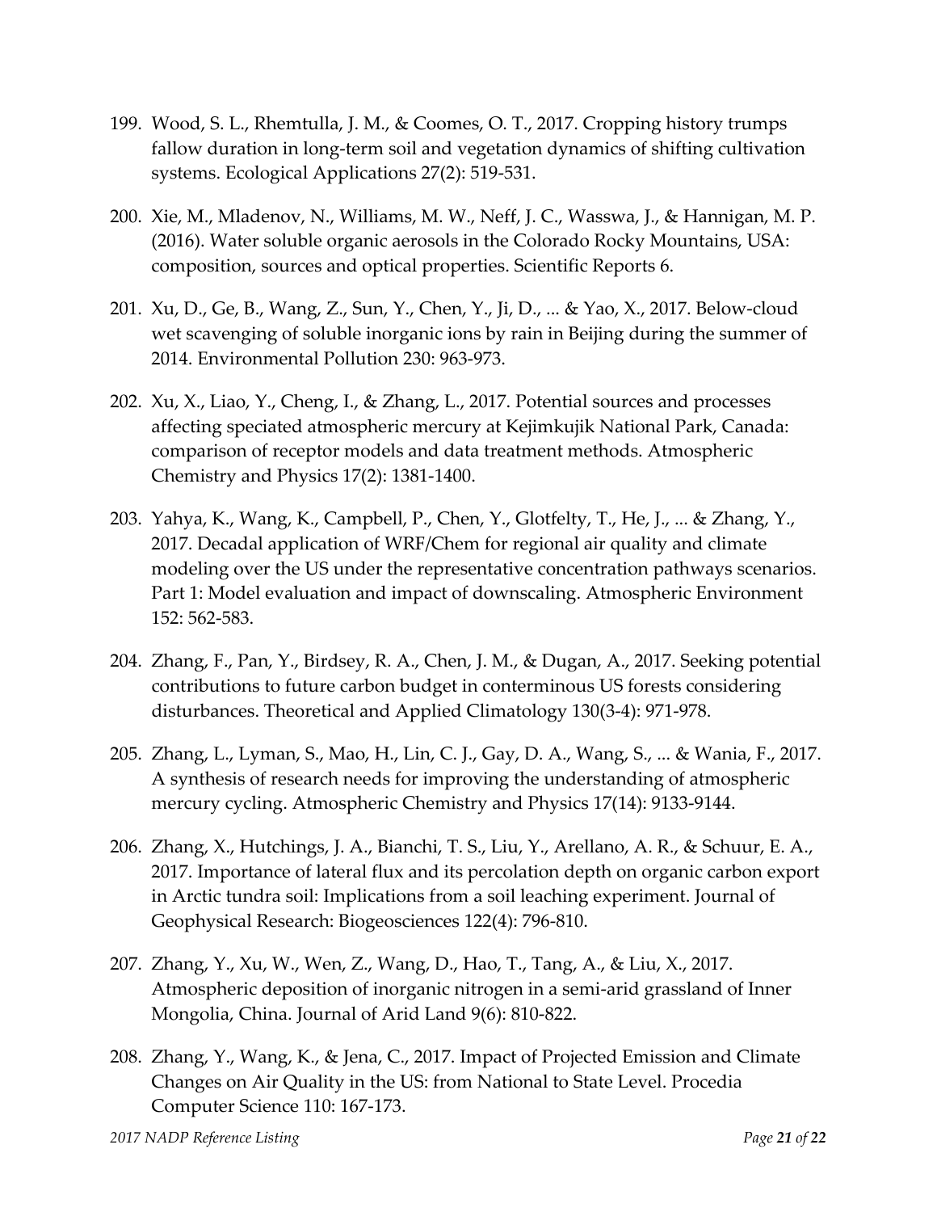199. Wood, S. L., Rhemtulla, J. M., & Coomes, O. T., 2017. Cropping history trumps fallow duration in long-term soil and vegetation dynamics of shifting cultivation systems. Ecological Applications 27(2): 519-531.

200. Xie, M., Mladenov, N., Williams, M. W., Neff, J. C., Wasswa, J., & Hannigan, M. P. (2016). Water soluble organic aerosols in the Colorado Rocky Mountains, USA: composition, sources and optical properties. Scientific Reports 6.

201. Xu, D., Ge, B., Wang, Z., Sun, Y., Chen, Y., Ji, D., ... & Yao, X., 2017. Below-cloud wet scavenging of soluble inorganic ions by rain in Beijing during the summer of 2014. Environmental Pollution 230: 963-973.

202. Xu, X., Liao, Y., Cheng, I., & Zhang, L., 2017. Potential sources and processes affecting speciated atmospheric mercury at Kejimkujik National Park, Canada: comparison of receptor models and data treatment methods. Atmospheric Chemistry and Physics 17(2): 1381-1400.

203. Yahya, K., Wang, K., Campbell, P., Chen, Y., Glotfelty, T., He, J., ... & Zhang, Y., 2017. Decadal application of WRF/Chem for regional air quality and climate modeling over the US under the representative concentration pathways scenarios. Part 1: Model evaluation and impact of downscaling. Atmospheric Environment 152: 562-583.

204. Zhang, F., Pan, Y., Birdsey, R. A., Chen, J. M., & Dugan, A., 2017. Seeking potential contributions to future carbon budget in conterminous US forests considering disturbances. Theoretical and Applied Climatology 130(3-4): 971-978.

205. Zhang, L., Lyman, S., Mao, H., Lin, C. J., Gay, D. A., Wang, S., ... & Wania, F., 2017. A synthesis of research needs for improving the understanding of atmospheric mercury cycling. Atmospheric Chemistry and Physics 17(14): 9133-9144.

206. Zhang, X., Hutchings, J. A., Bianchi, T. S., Liu, Y., Arellano, A. R., & Schuur, E. A., 2017. Importance of lateral flux and its percolation depth on organic carbon export in Arctic tundra soil: Implications from a soil leaching experiment. Journal of Geophysical Research: Biogeosciences 122(4): 796-810.

207. Zhang, Y., Xu, W., Wen, Z., Wang, D., Hao, T., Tang, A., & Liu, X., 2017. Atmospheric deposition of inorganic nitrogen in a semi-arid grassland of Inner Mongolia, China. Journal of Arid Land 9(6): 810-822.

208. Zhang, Y., Wang, K., & Jena, C., 2017. Impact of Projected Emission and Climate Changes on Air Quality in the US: from National to State Level. Procedia Computer Science 110: 167-173.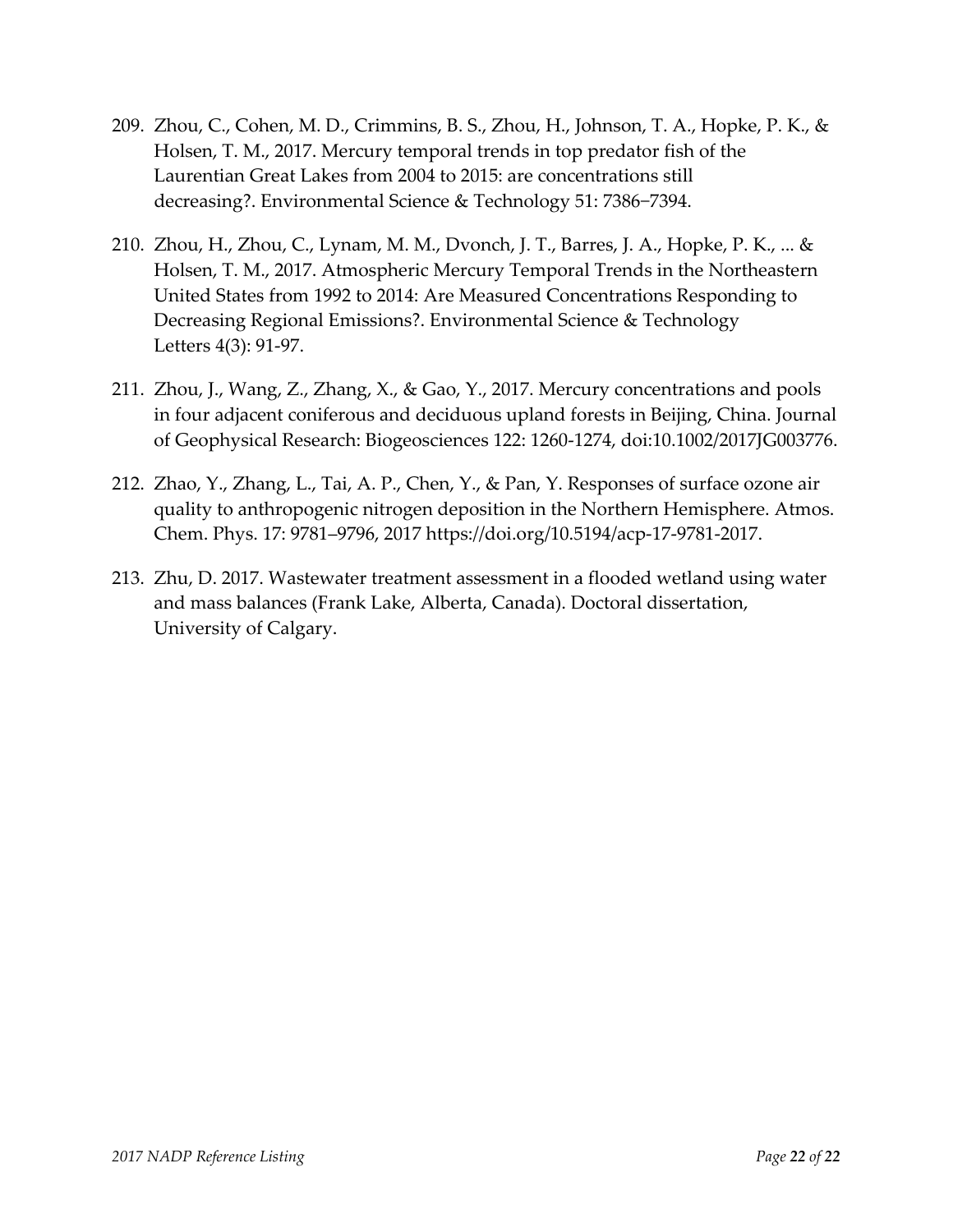209. Zhou, C., Cohen, M. D., Crimmins, B. S., Zhou, H., Johnson, T. A., Hopke, P. K., & Holsen, T. M., 2017. Mercury temporal trends in top predator fish of the Laurentian Great Lakes from 2004 to 2015: are concentrations still decreasing?. Environmental Science & Technology 51: 7386−7394.

210. Zhou, H., Zhou, C., Lynam, M. M., Dvonch, J. T., Barres, J. A., Hopke, P. K., ... & Holsen, T. M., 2017. Atmospheric Mercury Temporal Trends in the Northeastern United States from 1992 to 2014: Are Measured Concentrations Responding to Decreasing Regional Emissions?. Environmental Science & Technology Letters 4(3): 91-97.

211. Zhou, J., Wang, Z., Zhang, X., & Gao, Y., 2017. Mercury concentrations and pools in four adjacent coniferous and deciduous upland forests in Beijing, China. Journal of Geophysical Research: Biogeosciences 122: 1260-1274, doi:10.1002/2017JG003776.

212. Zhao, Y., Zhang, L., Tai, A. P., Chen, Y., & Pan, Y. Responses of surface ozone air quality to anthropogenic nitrogen deposition in the Northern Hemisphere. Atmos. Chem. Phys. 17: 9781–9796, 2017 https://doi.org/10.5194/acp-17-9781-2017.

213. Zhu, D. 2017. Wastewater treatment assessment in a flooded wetland using water and mass balances (Frank Lake, Alberta, Canada). Doctoral dissertation, University of Calgary.